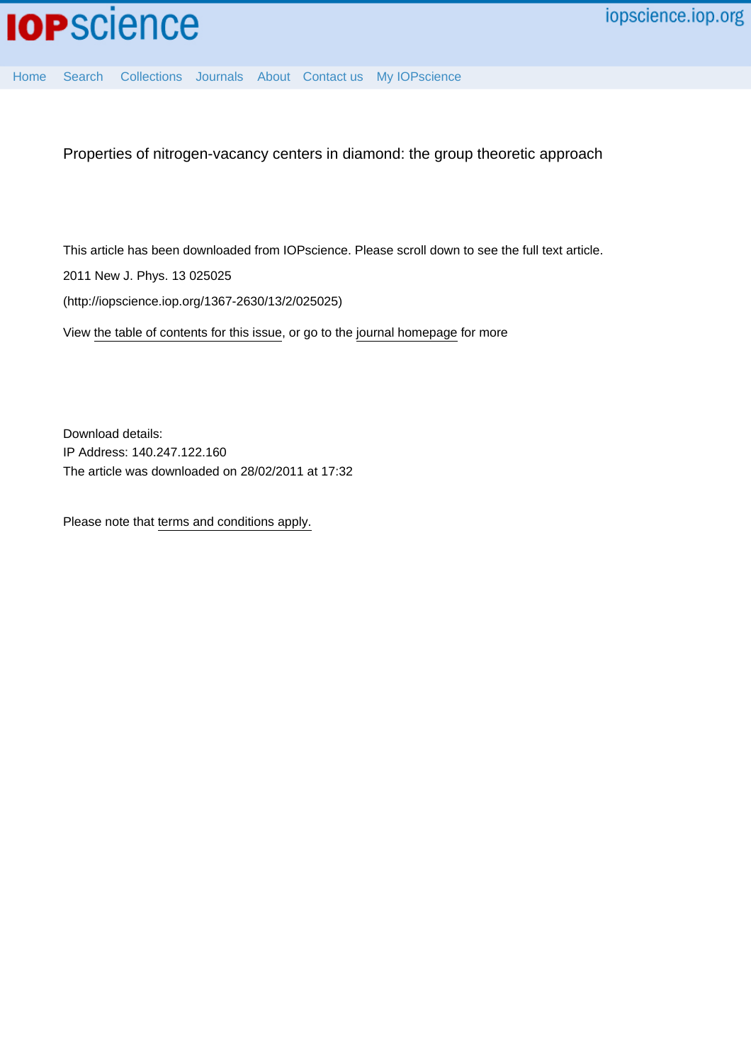Properties of nitrogen-vacancy centers in diamond: the group theoretic approach

This article has been downloaded from IOPscience. Please scroll down to see the full text article.

2011 New J. Phys. 13 025025

(http://iopscience.iop.org/1367-2630/13/2/025025)

View the table of contents for this issue, or go to the journal homepage for more

Download details:
IP Address: 140.247.122.160
The article was downloaded on 28/02/2011 at 17:32

Please note that terms and conditions apply.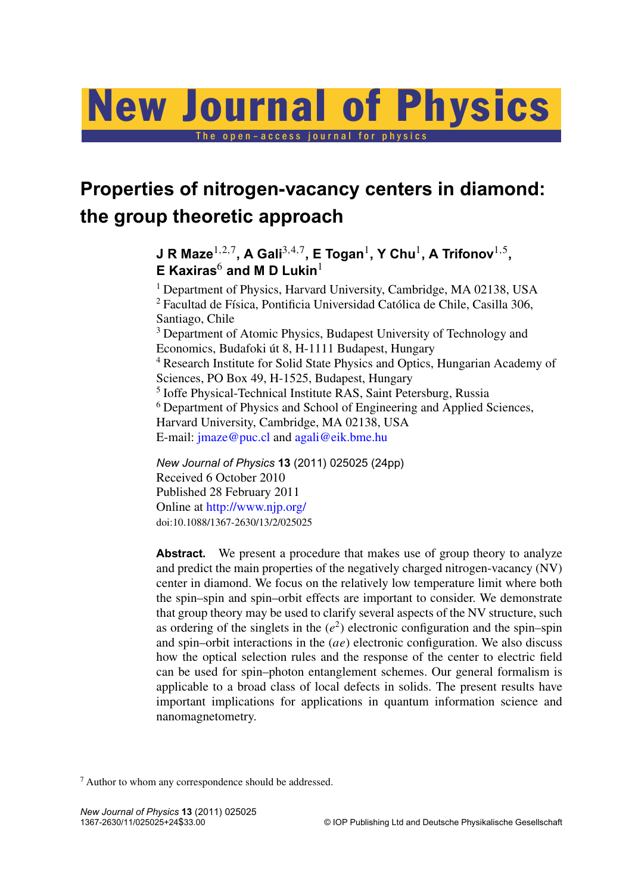# Properties of nitrogen-vacancy centers in diamond: the group theoretic approach

**J R Maze**[1,2,7], **A Gali**[3,4,7], **E Togan**[1], **Y Chu**[1], **A Trifonov**[1,5], **E Kaxiras**[6] **and M D Lukin**[1]

[1] Department of Physics, Harvard University, Cambridge, MA 02138, USA
[2] Facultad de Física, Pontificia Universidad Católica de Chile, Casilla 306, Santiago, Chile
[3] Department of Atomic Physics, Budapest University of Technology and Economics, Budafoki út 8, H-1111 Budapest, Hungary
[4] Research Institute for Solid State Physics and Optics, Hungarian Academy of Sciences, PO Box 49, H-1525, Budapest, Hungary
[5] Ioffe Physical-Technical Institute RAS, Saint Petersburg, Russia
[6] Department of Physics and School of Engineering and Applied Sciences, Harvard University, Cambridge, MA 02138, USA
E-mail: jmaze@puc.cl and agali@eik.bme.hu

*New Journal of Physics* **13** (2011) 025025 (24pp)
Received 6 October 2010
Published 28 February 2011
Online at http://www.njp.org/
doi:10.1088/1367-2630/13/2/025025

**Abstract.** We present a procedure that makes use of group theory to analyze and predict the main properties of the negatively charged nitrogen-vacancy (NV) center in diamond. We focus on the relatively low temperature limit where both the spin–spin and spin–orbit effects are important to consider. We demonstrate that group theory may be used to clarify several aspects of the NV structure, such as ordering of the singlets in the $(e^2)$ electronic configuration and the spin–spin and spin–orbit interactions in the $(ae)$ electronic configuration. We also discuss how the optical selection rules and the response of the center to electric field can be used for spin–photon entanglement schemes. Our general formalism is applicable to a broad class of local defects in solids. The present results have important implications for applications in quantum information science and nanomagnetometry.

[7] Author to whom any correspondence should be addressed.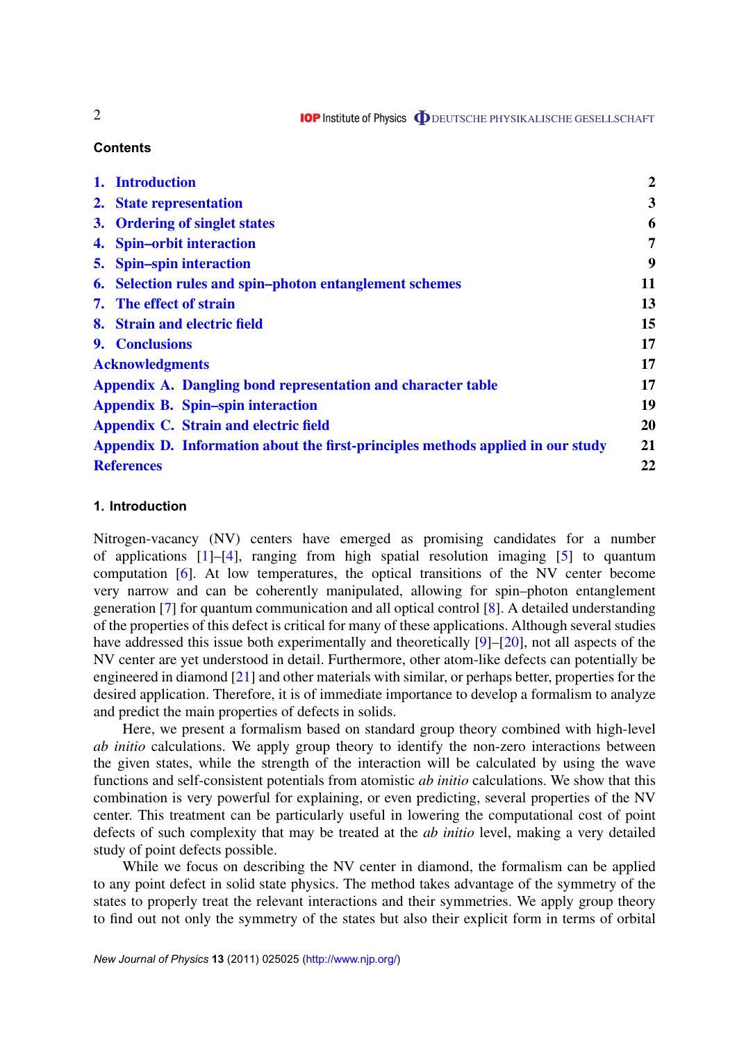## Contents

| | | |
|---|---|---|
| **1.** | **Introduction** | **2** |
| **2.** | **State representation** | **3** |
| **3.** | **Ordering of singlet states** | **6** |
| **4.** | **Spin–orbit interaction** | **7** |
| **5.** | **Spin–spin interaction** | **9** |
| **6.** | **Selection rules and spin–photon entanglement schemes** | **11** |
| **7.** | **The effect of strain** | **13** |
| **8.** | **Strain and electric field** | **15** |
| **9.** | **Conclusions** | **17** |
| **Acknowledgments** | | **17** |
| **Appendix A.** | **Dangling bond representation and character table** | **17** |
| **Appendix B.** | **Spin–spin interaction** | **19** |
| **Appendix C.** | **Strain and electric field** | **20** |
| **Appendix D.** | **Information about the first-principles methods applied in our study** | **21** |
| **References** | | **22** |

## 1. Introduction

Nitrogen-vacancy (NV) centers have emerged as promising candidates for a number of applications [1]–[4], ranging from high spatial resolution imaging [5] to quantum computation [6]. At low temperatures, the optical transitions of the NV center become very narrow and can be coherently manipulated, allowing for spin–photon entanglement generation [7] for quantum communication and all optical control [8]. A detailed understanding of the properties of this defect is critical for many of these applications. Although several studies have addressed this issue both experimentally and theoretically [9]–[20], not all aspects of the NV center are yet understood in detail. Furthermore, other atom-like defects can potentially be engineered in diamond [21] and other materials with similar, or perhaps better, properties for the desired application. Therefore, it is of immediate importance to develop a formalism to analyze and predict the main properties of defects in solids.

Here, we present a formalism based on standard group theory combined with high-level *ab initio* calculations. We apply group theory to identify the non-zero interactions between the given states, while the strength of the interaction will be calculated by using the wave functions and self-consistent potentials from atomistic *ab initio* calculations. We show that this combination is very powerful for explaining, or even predicting, several properties of the NV center. This treatment can be particularly useful in lowering the computational cost of point defects of such complexity that may be treated at the *ab initio* level, making a very detailed study of point defects possible.

While we focus on describing the NV center in diamond, the formalism can be applied to any point defect in solid state physics. The method takes advantage of the symmetry of the states to properly treat the relevant interactions and their symmetries. We apply group theory to find out not only the symmetry of the states but also their explicit form in terms of orbital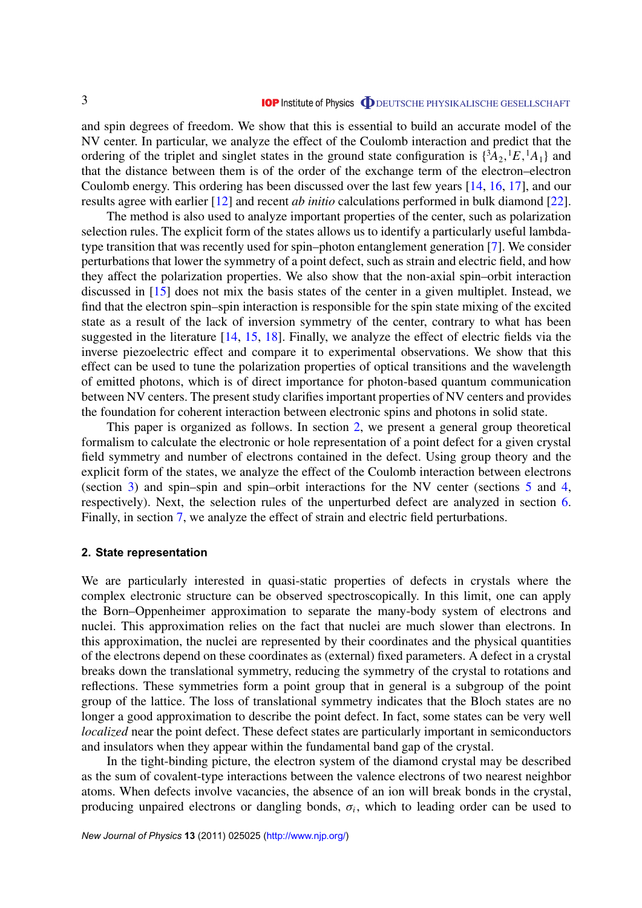and spin degrees of freedom. We show that this is essential to build an accurate model of the NV center. In particular, we analyze the effect of the Coulomb interaction and predict that the ordering of the triplet and singlet states in the ground state configuration is $\{^3A_2, ^1E, ^1A_1\}$ and that the distance between them is of the order of the exchange term of the electron–electron Coulomb energy. This ordering has been discussed over the last few years [14, 16, 17], and our results agree with earlier [12] and recent *ab initio* calculations performed in bulk diamond [22].

The method is also used to analyze important properties of the center, such as polarization selection rules. The explicit form of the states allows us to identify a particularly useful lambda-type transition that was recently used for spin–photon entanglement generation [7]. We consider perturbations that lower the symmetry of a point defect, such as strain and electric field, and how they affect the polarization properties. We also show that the non-axial spin–orbit interaction discussed in [15] does not mix the basis states of the center in a given multiplet. Instead, we find that the electron spin–spin interaction is responsible for the spin state mixing of the excited state as a result of the lack of inversion symmetry of the center, contrary to what has been suggested in the literature [14, 15, 18]. Finally, we analyze the effect of electric fields via the inverse piezoelectric effect and compare it to experimental observations. We show that this effect can be used to tune the polarization properties of optical transitions and the wavelength of emitted photons, which is of direct importance for photon-based quantum communication between NV centers. The present study clarifies important properties of NV centers and provides the foundation for coherent interaction between electronic spins and photons in solid state.

This paper is organized as follows. In section 2, we present a general group theoretical formalism to calculate the electronic or hole representation of a point defect for a given crystal field symmetry and number of electrons contained in the defect. Using group theory and the explicit form of the states, we analyze the effect of the Coulomb interaction between electrons (section 3) and spin–spin and spin–orbit interactions for the NV center (sections 5 and 4, respectively). Next, the selection rules of the unperturbed defect are analyzed in section 6. Finally, in section 7, we analyze the effect of strain and electric field perturbations.

## 2. State representation

We are particularly interested in quasi-static properties of defects in crystals where the complex electronic structure can be observed spectroscopically. In this limit, one can apply the Born–Oppenheimer approximation to separate the many-body system of electrons and nuclei. This approximation relies on the fact that nuclei are much slower than electrons. In this approximation, the nuclei are represented by their coordinates and the physical quantities of the electrons depend on these coordinates as (external) fixed parameters. A defect in a crystal breaks down the translational symmetry, reducing the symmetry of the crystal to rotations and reflections. These symmetries form a point group that in general is a subgroup of the point group of the lattice. The loss of translational symmetry indicates that the Bloch states are no longer a good approximation to describe the point defect. In fact, some states can be very well *localized* near the point defect. These defect states are particularly important in semiconductors and insulators when they appear within the fundamental band gap of the crystal.

In the tight-binding picture, the electron system of the diamond crystal may be described as the sum of covalent-type interactions between the valence electrons of two nearest neighbor atoms. When defects involve vacancies, the absence of an ion will break bonds in the crystal, producing unpaired electrons or dangling bonds, $\sigma_i$, which to leading order can be used to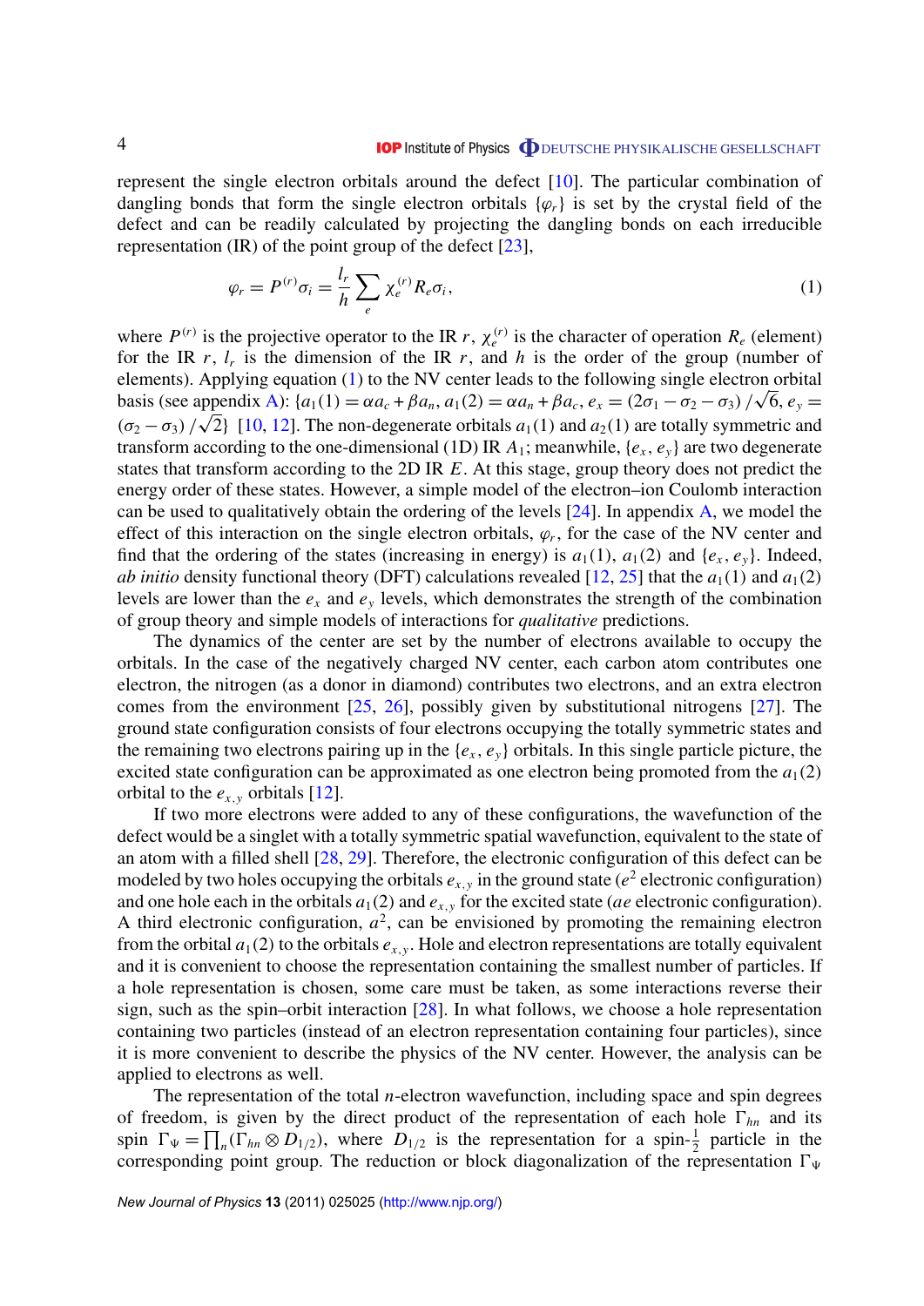represent the single electron orbitals around the defect [10]. The particular combination of dangling bonds that form the single electron orbitals $\{\varphi_r\}$ is set by the crystal field of the defect and can be readily calculated by projecting the dangling bonds on each irreducible representation (IR) of the point group of the defect [23],

$$\varphi_r = P^{(r)}\sigma_i = \frac{l_r}{h}\sum_e \chi_e^{(r)} R_e \sigma_i, \tag{1}$$

where $P^{(r)}$ is the projective operator to the IR $r$, $\chi_e^{(r)}$ is the character of operation $R_e$ (element) for the IR $r$, $l_r$ is the dimension of the IR $r$, and $h$ is the order of the group (number of elements). Applying equation (1) to the NV center leads to the following single electron orbital basis (see appendix A): $\{a_1(1) = \alpha a_c + \beta a_n, a_1(2) = \alpha a_n + \beta a_c, e_x = (2\sigma_1 - \sigma_2 - \sigma_3)/\sqrt{6}, e_y = (\sigma_2 - \sigma_3)/\sqrt{2}\}$ [10, 12]. The non-degenerate orbitals $a_1(1)$ and $a_2(1)$ are totally symmetric and transform according to the one-dimensional (1D) IR $A_1$; meanwhile, $\{e_x, e_y\}$ are two degenerate states that transform according to the 2D IR $E$. At this stage, group theory does not predict the energy order of these states. However, a simple model of the electron–ion Coulomb interaction can be used to qualitatively obtain the ordering of the levels [24]. In appendix A, we model the effect of this interaction on the single electron orbitals, $\varphi_r$, for the case of the NV center and find that the ordering of the states (increasing in energy) is $a_1(1)$, $a_1(2)$ and $\{e_x, e_y\}$. Indeed, *ab initio* density functional theory (DFT) calculations revealed [12, 25] that the $a_1(1)$ and $a_1(2)$ levels are lower than the $e_x$ and $e_y$ levels, which demonstrates the strength of the combination of group theory and simple models of interactions for *qualitative* predictions.

The dynamics of the center are set by the number of electrons available to occupy the orbitals. In the case of the negatively charged NV center, each carbon atom contributes one electron, the nitrogen (as a donor in diamond) contributes two electrons, and an extra electron comes from the environment [25, 26], possibly given by substitutional nitrogens [27]. The ground state configuration consists of four electrons occupying the totally symmetric states and the remaining two electrons pairing up in the $\{e_x, e_y\}$ orbitals. In this single particle picture, the excited state configuration can be approximated as one electron being promoted from the $a_1(2)$ orbital to the $e_{x,y}$ orbitals [12].

If two more electrons were added to any of these configurations, the wavefunction of the defect would be a singlet with a totally symmetric spatial wavefunction, equivalent to the state of an atom with a filled shell [28, 29]. Therefore, the electronic configuration of this defect can be modeled by two holes occupying the orbitals $e_{x,y}$ in the ground state ($e^2$ electronic configuration) and one hole each in the orbitals $a_1(2)$ and $e_{x,y}$ for the excited state ($ae$ electronic configuration). A third electronic configuration, $a^2$, can be envisioned by promoting the remaining electron from the orbital $a_1(2)$ to the orbitals $e_{x,y}$. Hole and electron representations are totally equivalent and it is convenient to choose the representation containing the smallest number of particles. If a hole representation is chosen, some care must be taken, as some interactions reverse their sign, such as the spin–orbit interaction [28]. In what follows, we choose a hole representation containing two particles (instead of an electron representation containing four particles), since it is more convenient to describe the physics of the NV center. However, the analysis can be applied to electrons as well.

The representation of the total $n$-electron wavefunction, including space and spin degrees of freedom, is given by the direct product of the representation of each hole $\Gamma_{hn}$ and its spin $\Gamma_\Psi = \prod_n (\Gamma_{hn} \otimes D_{1/2})$, where $D_{1/2}$ is the representation for a spin-$\frac{1}{2}$ particle in the corresponding point group. The reduction or block diagonalization of the representation $\Gamma_\Psi$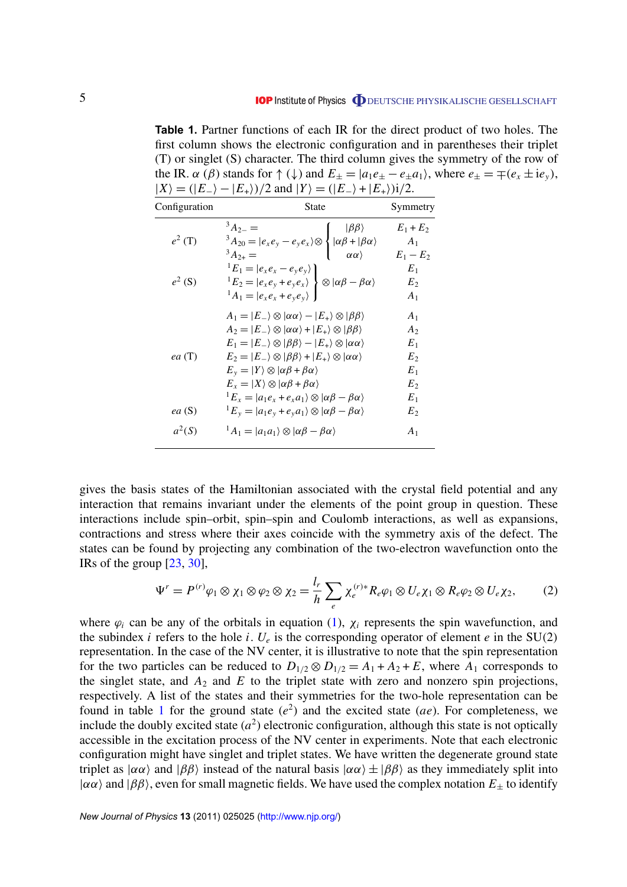**Table 1.** Partner functions of each IR for the direct product of two holes. The first column shows the electronic configuration and in parentheses their triplet (T) or singlet (S) character. The third column gives the symmetry of the row of the IR. $\alpha$ ($\beta$) stands for $\uparrow$ ($\downarrow$) and $E_\pm = |a_1 e_\pm - e_\pm a_1\rangle$, where $e_\pm = \mp(e_x \pm \mathrm{i} e_y)$, $|X\rangle = (|E_-\rangle - |E_+\rangle)/2$ and $|Y\rangle = (|E_-\rangle + |E_+\rangle)\mathrm{i}/2$.

| Configuration | State | Symmetry |
|---|---|---|
| | ${}^3A_{2-} =$ $\quad\quad\quad\quad\quad\quad\quad\quad\quad\quad$ $|\beta\beta\rangle$ | $E_1 + E_2$ |
| $e^2$ (T) | ${}^3A_{20} = |e_x e_y - e_y e_x\rangle \otimes$ $|\alpha\beta + |\beta\alpha\rangle$ | $A_1$ |
| | ${}^3A_{2+} =$ $\quad\quad\quad\quad\quad\quad\quad\quad\quad\quad$ $\alpha\alpha\rangle$ | $E_1 - E_2$ |
| | ${}^1E_1 = |e_x e_x - e_y e_y\rangle$ | $E_1$ |
| $e^2$ (S) | ${}^1E_2 = |e_x e_y + e_y e_x\rangle$ $\otimes |\alpha\beta - \beta\alpha\rangle$ | $E_2$ |
| | ${}^1A_1 = |e_x e_x + e_y e_y\rangle$ | $A_1$ |
| | $A_1 = |E_-\rangle \otimes |\alpha\alpha\rangle - |E_+\rangle \otimes |\beta\beta\rangle$ | $A_1$ |
| | $A_2 = |E_-\rangle \otimes |\alpha\alpha\rangle + |E_+\rangle \otimes |\beta\beta\rangle$ | $A_2$ |
| | $E_1 = |E_-\rangle \otimes |\beta\beta\rangle - |E_+\rangle \otimes |\alpha\alpha\rangle$ | $E_1$ |
| $ea$ (T) | $E_2 = |E_-\rangle \otimes |\beta\beta\rangle + |E_+\rangle \otimes |\alpha\alpha\rangle$ | $E_2$ |
| | $E_y = |Y\rangle \otimes |\alpha\beta + \beta\alpha\rangle$ | $E_1$ |
| | $E_x = |X\rangle \otimes |\alpha\beta + \beta\alpha\rangle$ | $E_2$ |
| | ${}^1E_x = |a_1 e_x + e_x a_1\rangle \otimes |\alpha\beta - \beta\alpha\rangle$ | $E_1$ |
| $ea$ (S) | ${}^1E_y = |a_1 e_y + e_y a_1\rangle \otimes |\alpha\beta - \beta\alpha\rangle$ | $E_2$ |
| $a^2(S)$ | ${}^1A_1 = |a_1 a_1\rangle \otimes |\alpha\beta - \beta\alpha\rangle$ | $A_1$ |

gives the basis states of the Hamiltonian associated with the crystal field potential and any interaction that remains invariant under the elements of the point group in question. These interactions include spin–orbit, spin–spin and Coulomb interactions, as well as expansions, contractions and stress where their axes coincide with the symmetry axis of the defect. The states can be found by projecting any combination of the two-electron wavefunction onto the IRs of the group [23, 30],

$$\Psi^r = P^{(r)}\varphi_1 \otimes \chi_1 \otimes \varphi_2 \otimes \chi_2 = \frac{l_r}{h} \sum_e \chi_e^{(r)*} R_e\varphi_1 \otimes U_e\chi_1 \otimes R_e\varphi_2 \otimes U_e\chi_2, \tag{2}$$

where $\varphi_i$ can be any of the orbitals in equation (1), $\chi_i$ represents the spin wavefunction, and the subindex $i$ refers to the hole $i$. $U_e$ is the corresponding operator of element $e$ in the SU(2) representation. In the case of the NV center, it is illustrative to note that the spin representation for the two particles can be reduced to $D_{1/2} \otimes D_{1/2} = A_1 + A_2 + E$, where $A_1$ corresponds to the singlet state, and $A_2$ and $E$ to the triplet state with zero and nonzero spin projections, respectively. A list of the states and their symmetries for the two-hole representation can be found in table 1 for the ground state ($e^2$) and the excited state ($ae$). For completeness, we include the doubly excited state ($a^2$) electronic configuration, although this state is not optically accessible in the excitation process of the NV center in experiments. Note that each electronic configuration might have singlet and triplet states. We have written the degenerate ground state triplet as $|\alpha\alpha\rangle$ and $|\beta\beta\rangle$ instead of the natural basis $|\alpha\alpha\rangle \pm |\beta\beta\rangle$ as they immediately split into $|\alpha\alpha\rangle$ and $|\beta\beta\rangle$, even for small magnetic fields. We have used the complex notation $E_\pm$ to identify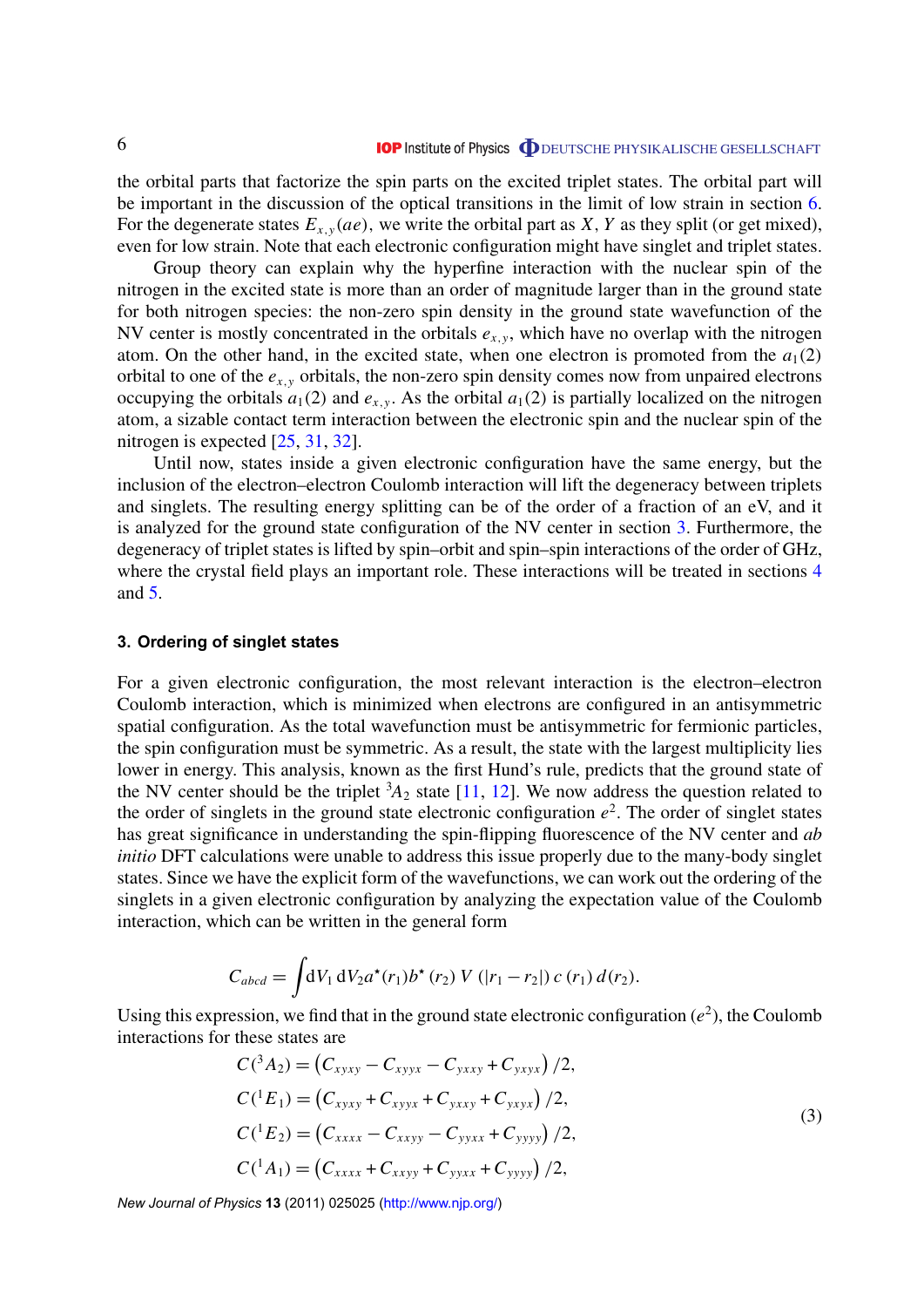the orbital parts that factorize the spin parts on the excited triplet states. The orbital part will be important in the discussion of the optical transitions in the limit of low strain in section 6. For the degenerate states $E_{x,y}(ae)$, we write the orbital part as $X$, $Y$ as they split (or get mixed), even for low strain. Note that each electronic configuration might have singlet and triplet states.

Group theory can explain why the hyperfine interaction with the nuclear spin of the nitrogen in the excited state is more than an order of magnitude larger than in the ground state for both nitrogen species: the non-zero spin density in the ground state wavefunction of the NV center is mostly concentrated in the orbitals $e_{x,y}$, which have no overlap with the nitrogen atom. On the other hand, in the excited state, when one electron is promoted from the $a_1(2)$ orbital to one of the $e_{x,y}$ orbitals, the non-zero spin density comes now from unpaired electrons occupying the orbitals $a_1(2)$ and $e_{x,y}$. As the orbital $a_1(2)$ is partially localized on the nitrogen atom, a sizable contact term interaction between the electronic spin and the nuclear spin of the nitrogen is expected [25, 31, 32].

Until now, states inside a given electronic configuration have the same energy, but the inclusion of the electron–electron Coulomb interaction will lift the degeneracy between triplets and singlets. The resulting energy splitting can be of the order of a fraction of an eV, and it is analyzed for the ground state configuration of the NV center in section 3. Furthermore, the degeneracy of triplet states is lifted by spin–orbit and spin–spin interactions of the order of GHz, where the crystal field plays an important role. These interactions will be treated in sections 4 and 5.

## 3. Ordering of singlet states

For a given electronic configuration, the most relevant interaction is the electron–electron Coulomb interaction, which is minimized when electrons are configured in an antisymmetric spatial configuration. As the total wavefunction must be antisymmetric for fermionic particles, the spin configuration must be symmetric. As a result, the state with the largest multiplicity lies lower in energy. This analysis, known as the first Hund's rule, predicts that the ground state of the NV center should be the triplet ${}^3A_2$ state [11, 12]. We now address the question related to the order of singlets in the ground state electronic configuration $e^2$. The order of singlet states has great significance in understanding the spin-flipping fluorescence of the NV center and *ab initio* DFT calculations were unable to address this issue properly due to the many-body singlet states. Since we have the explicit form of the wavefunctions, we can work out the ordering of the singlets in a given electronic configuration by analyzing the expectation value of the Coulomb interaction, which can be written in the general form

$$C_{abcd} = \int \mathrm{d}V_1\,\mathrm{d}V_2 a^\star(r_1) b^\star(r_2)\, V\,(|r_1 - r_2|)\, c\,(r_1)\, d(r_2).$$

Using this expression, we find that in the ground state electronic configuration ($e^2$), the Coulomb interactions for these states are

$$\begin{aligned}
C({}^3A_2) &= \left(C_{xyxy} - C_{xyyx} - C_{yxxy} + C_{yxyx}\right)/2,\\
C({}^1E_1) &= \left(C_{xyxy} + C_{xyyx} + C_{yxxy} + C_{yxyx}\right)/2,\\
C({}^1E_2) &= \left(C_{xxxx} - C_{xxyy} - C_{yyxx} + C_{yyyy}\right)/2,\\
C({}^1A_1) &= \left(C_{xxxx} + C_{xxyy} + C_{yyxx} + C_{yyyy}\right)/2,
\end{aligned} \tag{3}$$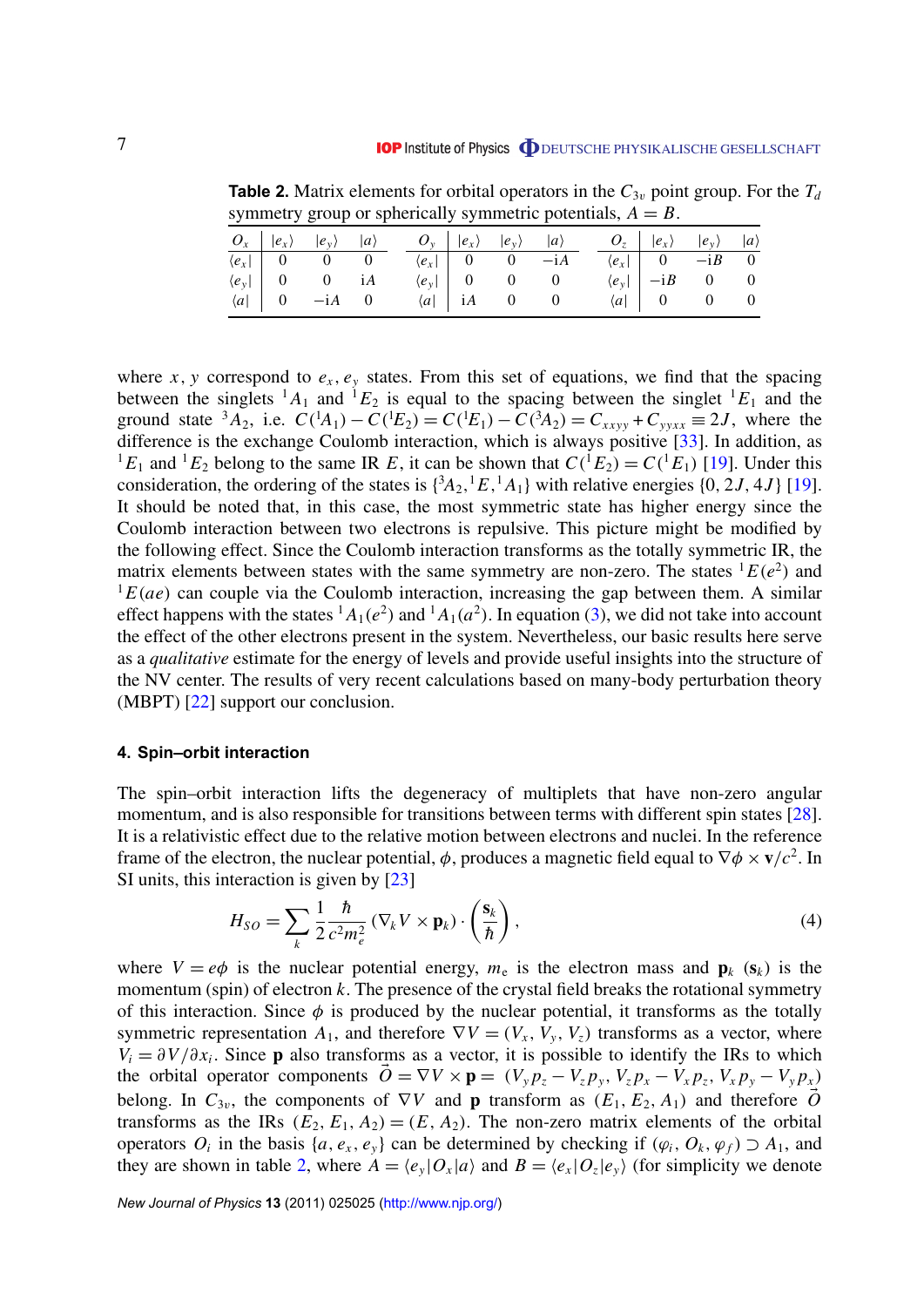**Table 2.** Matrix elements for orbital operators in the $C_{3v}$ point group. For the $T_d$ symmetry group or spherically symmetric potentials, $A = B$.

| $O_x$ | $\|e_x\rangle$ | $\|e_y\rangle$ | $\|a\rangle$ | $O_y$ | $\|e_x\rangle$ | $\|e_y\rangle$ | $\|a\rangle$ | $O_z$ | $\|e_x\rangle$ | $\|e_y\rangle$ | $\|a\rangle$ |
|---|---|---|---|---|---|---|---|---|---|---|---|
| $\langle e_x\|$ | 0 | 0 | 0 | $\langle e_x\|$ | 0 | 0 | $-\mathrm{i}A$ | $\langle e_x\|$ | 0 | $-\mathrm{i}B$ | 0 |
| $\langle e_y\|$ | 0 | 0 | $\mathrm{i}A$ | $\langle e_y\|$ | 0 | 0 | 0 | $\langle e_y\|$ | $-\mathrm{i}B$ | 0 | 0 |
| $\langle a\|$ | 0 | $-\mathrm{i}A$ | 0 | $\langle a\|$ | $\mathrm{i}A$ | 0 | 0 | $\langle a\|$ | 0 | 0 | 0 |

where $x, y$ correspond to $e_x, e_y$ states. From this set of equations, we find that the spacing between the singlets ${}^1A_1$ and ${}^1E_2$ is equal to the spacing between the singlet ${}^1E_1$ and the ground state ${}^3A_2$, i.e. $C({}^1A_1) - C({}^1E_2) = C({}^1E_1) - C({}^3A_2) = C_{xxyy} + C_{yyxx} \equiv 2J$, where the difference is the exchange Coulomb interaction, which is always positive [33]. In addition, as ${}^1E_1$ and ${}^1E_2$ belong to the same IR $E$, it can be shown that $C({}^1E_2) = C({}^1E_1)$ [19]. Under this consideration, the ordering of the states is $\{{}^3A_2, {}^1E, {}^1A_1\}$ with relative energies $\{0, 2J, 4J\}$ [19]. It should be noted that, in this case, the most symmetric state has higher energy since the Coulomb interaction between two electrons is repulsive. This picture might be modified by the following effect. Since the Coulomb interaction transforms as the totally symmetric IR, the matrix elements between states with the same symmetry are non-zero. The states ${}^1E(e^2)$ and ${}^1E(ae)$ can couple via the Coulomb interaction, increasing the gap between them. A similar effect happens with the states ${}^1A_1(e^2)$ and ${}^1A_1(a^2)$. In equation (3), we did not take into account the effect of the other electrons present in the system. Nevertheless, our basic results here serve as a *qualitative* estimate for the energy of levels and provide useful insights into the structure of the NV center. The results of very recent calculations based on many-body perturbation theory (MBPT) [22] support our conclusion.

## 4. Spin–orbit interaction

The spin–orbit interaction lifts the degeneracy of multiplets that have non-zero angular momentum, and is also responsible for transitions between terms with different spin states [28]. It is a relativistic effect due to the relative motion between electrons and nuclei. In the reference frame of the electron, the nuclear potential, $\phi$, produces a magnetic field equal to $\nabla\phi \times \mathbf{v}/c^2$. In SI units, this interaction is given by [23]

$$H_{SO} = \sum_k \frac{1}{2}\frac{\hbar}{c^2 m_e^2}\left(\nabla_k V \times \mathbf{p}_k\right)\cdot\left(\frac{\mathbf{s}_k}{\hbar}\right), \tag{4}$$

where $V = e\phi$ is the nuclear potential energy, $m_\mathrm{e}$ is the electron mass and $\mathbf{p}_k$ ($\mathbf{s}_k$) is the momentum (spin) of electron $k$. The presence of the crystal field breaks the rotational symmetry of this interaction. Since $\phi$ is produced by the nuclear potential, it transforms as the totally symmetric representation $A_1$, and therefore $\nabla V = (V_x, V_y, V_z)$ transforms as a vector, where $V_i = \partial V/\partial x_i$. Since $\mathbf{p}$ also transforms as a vector, it is possible to identify the IRs to which the orbital operator components $\vec{O} = \nabla V \times \mathbf{p} = (V_y p_z - V_z p_y, V_z p_x - V_x p_z, V_x p_y - V_y p_x)$ belong. In $C_{3v}$, the components of $\nabla V$ and $\mathbf{p}$ transform as $(E_1, E_2, A_1)$ and therefore $\vec{O}$ transforms as the IRs $(E_2, E_1, A_2) = (E, A_2)$. The non-zero matrix elements of the orbital operators $O_i$ in the basis $\{a, e_x, e_y\}$ can be determined by checking if $(\varphi_i, O_k, \varphi_f) \supset A_1$, and they are shown in table 2, where $A = \langle e_y|O_x|a\rangle$ and $B = \langle e_x|O_z|e_y\rangle$ (for simplicity we denote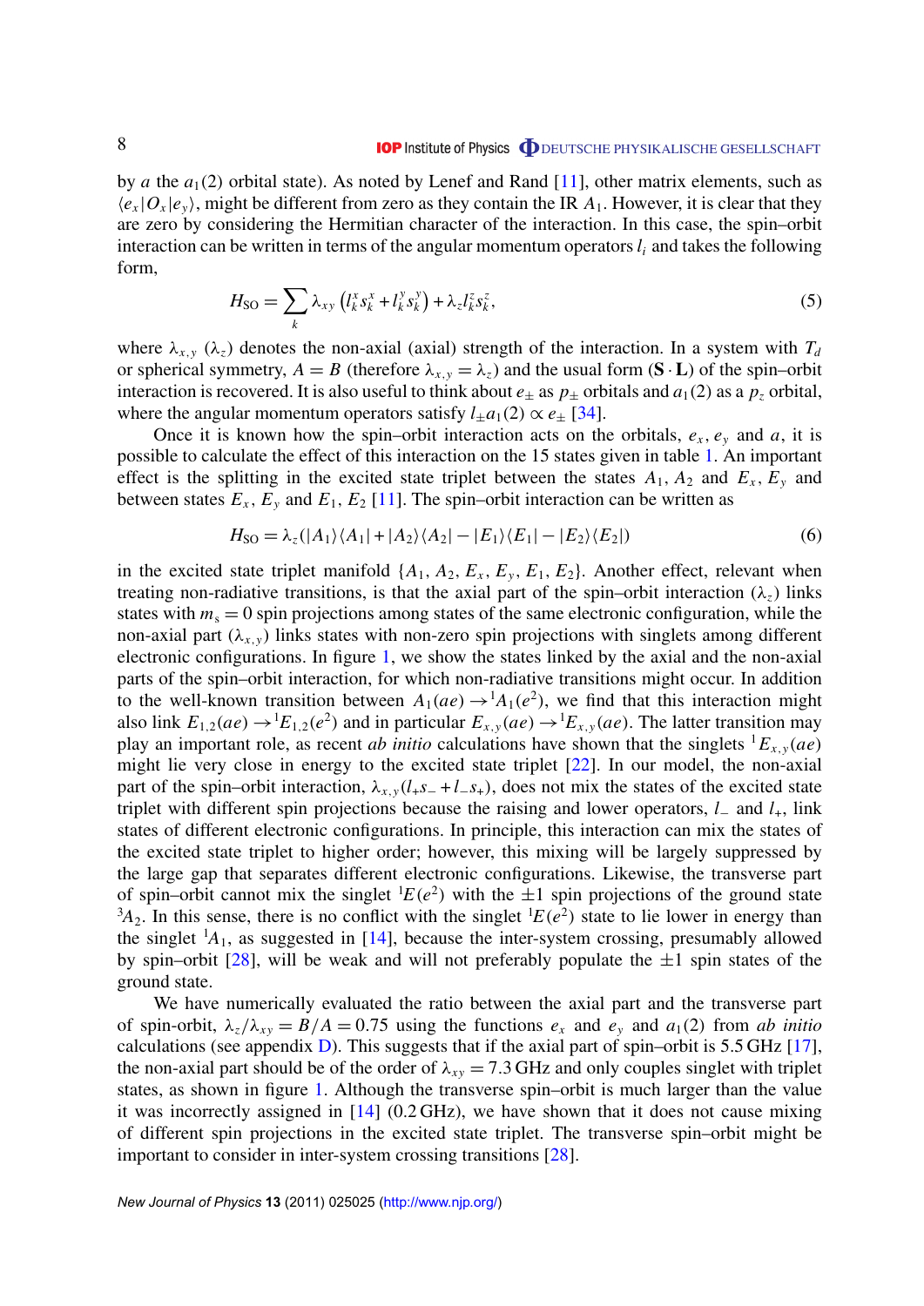by $a$ the $a_1(2)$ orbital state). As noted by Lenef and Rand [11], other matrix elements, such as $\langle e_x|O_x|e_y\rangle$, might be different from zero as they contain the IR $A_1$. However, it is clear that they are zero by considering the Hermitian character of the interaction. In this case, the spin–orbit interaction can be written in terms of the angular momentum operators $l_i$ and takes the following form,

$$H_{\mathrm{SO}} = \sum_k \lambda_{xy}\left(l_k^x s_k^x + l_k^y s_k^y\right) + \lambda_z l_k^z s_k^z, \tag{5}$$

where $\lambda_{x,y}$ ($\lambda_z$) denotes the non-axial (axial) strength of the interaction. In a system with $T_d$ or spherical symmetry, $A = B$ (therefore $\lambda_{x,y} = \lambda_z$) and the usual form ($\mathbf{S}\cdot\mathbf{L}$) of the spin–orbit interaction is recovered. It is also useful to think about $e_\pm$ as $p_\pm$ orbitals and $a_1(2)$ as a $p_z$ orbital, where the angular momentum operators satisfy $l_\pm a_1(2) \propto e_\pm$ [34].

Once it is known how the spin–orbit interaction acts on the orbitals, $e_x$, $e_y$ and $a$, it is possible to calculate the effect of this interaction on the 15 states given in table 1. An important effect is the splitting in the excited state triplet between the states $A_1$, $A_2$ and $E_x$, $E_y$ and between states $E_x$, $E_y$ and $E_1$, $E_2$ [11]. The spin–orbit interaction can be written as

$$H_{\mathrm{SO}} = \lambda_z(|A_1\rangle\langle A_1| + |A_2\rangle\langle A_2| - |E_1\rangle\langle E_1| - |E_2\rangle\langle E_2|) \tag{6}$$

in the excited state triplet manifold $\{A_1, A_2, E_x, E_y, E_1, E_2\}$. Another effect, relevant when treating non-radiative transitions, is that the axial part of the spin–orbit interaction ($\lambda_z$) links states with $m_s = 0$ spin projections among states of the same electronic configuration, while the non-axial part ($\lambda_{x,y}$) links states with non-zero spin projections with singlets among different electronic configurations. In figure 1, we show the states linked by the axial and the non-axial parts of the spin–orbit interaction, for which non-radiative transitions might occur. In addition to the well-known transition between $A_1(ae) \rightarrow {}^1A_1(e^2)$, we find that this interaction might also link $E_{1,2}(ae) \rightarrow {}^1E_{1,2}(e^2)$ and in particular $E_{x,y}(ae) \rightarrow {}^1E_{x,y}(ae)$. The latter transition may play an important role, as recent *ab initio* calculations have shown that the singlets ${}^1E_{x,y}(ae)$ might lie very close in energy to the excited state triplet [22]. In our model, the non-axial part of the spin–orbit interaction, $\lambda_{x,y}(l_+s_- + l_-s_+)$, does not mix the states of the excited state triplet with different spin projections because the raising and lower operators, $l_-$ and $l_+$, link states of different electronic configurations. In principle, this interaction can mix the states of the excited state triplet to higher order; however, this mixing will be largely suppressed by the large gap that separates different electronic configurations. Likewise, the transverse part of spin–orbit cannot mix the singlet ${}^1E(e^2)$ with the $\pm 1$ spin projections of the ground state ${}^3A_2$. In this sense, there is no conflict with the singlet ${}^1E(e^2)$ state to lie lower in energy than the singlet ${}^1A_1$, as suggested in [14], because the inter-system crossing, presumably allowed by spin–orbit [28], will be weak and will not preferably populate the $\pm 1$ spin states of the ground state.

We have numerically evaluated the ratio between the axial part and the transverse part of spin-orbit, $\lambda_z/\lambda_{xy} = B/A = 0.75$ using the functions $e_x$ and $e_y$ and $a_1(2)$ from *ab initio* calculations (see appendix D). This suggests that if the axial part of spin–orbit is 5.5 GHz [17], the non-axial part should be of the order of $\lambda_{xy} = 7.3$ GHz and only couples singlet with triplet states, as shown in figure 1. Although the transverse spin–orbit is much larger than the value it was incorrectly assigned in [14] (0.2 GHz), we have shown that it does not cause mixing of different spin projections in the excited state triplet. The transverse spin–orbit might be important to consider in inter-system crossing transitions [28].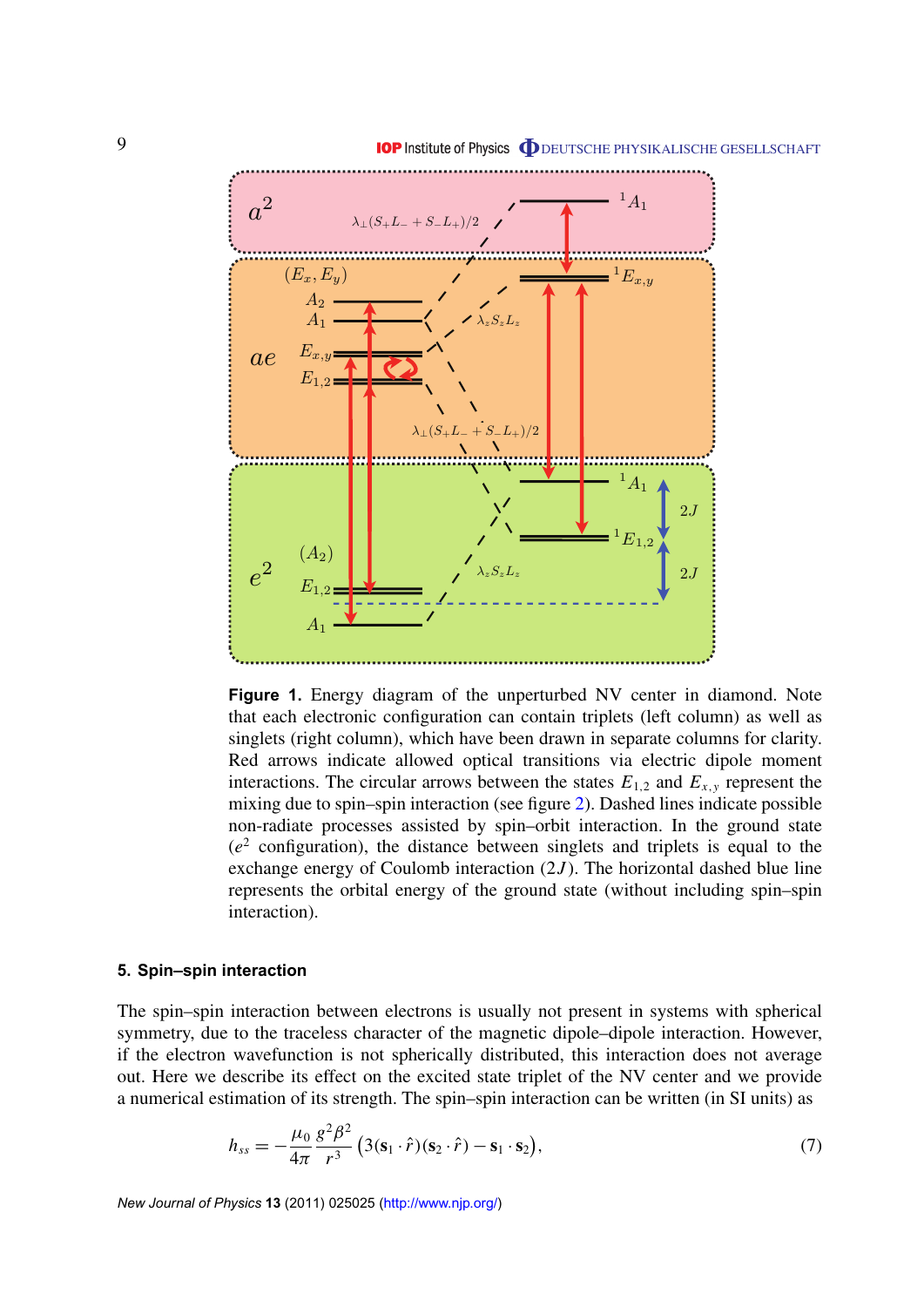**Figure 1.** Energy diagram of the unperturbed NV center in diamond. Note that each electronic configuration can contain triplets (left column) as well as singlets (right column), which have been drawn in separate columns for clarity. Red arrows indicate allowed optical transitions via electric dipole moment interactions. The circular arrows between the states $E_{1,2}$ and $E_{x,y}$ represent the mixing due to spin–spin interaction (see figure 2). Dashed lines indicate possible non-radiate processes assisted by spin–orbit interaction. In the ground state ($e^2$ configuration), the distance between singlets and triplets is equal to the exchange energy of Coulomb interaction ($2J$). The horizontal dashed blue line represents the orbital energy of the ground state (without including spin–spin interaction).

## 5. Spin–spin interaction

The spin–spin interaction between electrons is usually not present in systems with spherical symmetry, due to the traceless character of the magnetic dipole–dipole interaction. However, if the electron wavefunction is not spherically distributed, this interaction does not average out. Here we describe its effect on the excited state triplet of the NV center and we provide a numerical estimation of its strength. The spin–spin interaction can be written (in SI units) as

$$h_{ss} = -\frac{\mu_0}{4\pi}\frac{g^2\beta^2}{r^3}\left(3(\mathbf{s}_1\cdot\hat{r})(\mathbf{s}_2\cdot\hat{r}) - \mathbf{s}_1\cdot\mathbf{s}_2\right), \tag{7}$$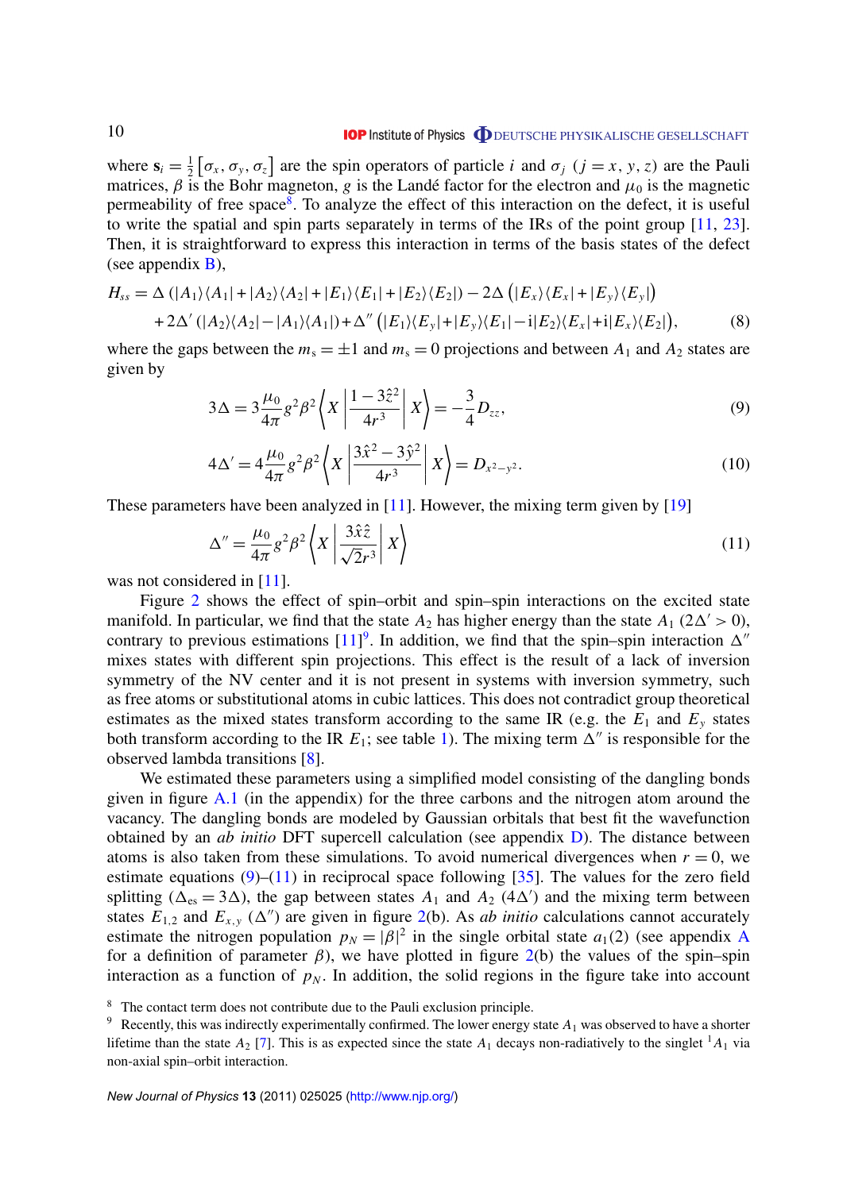where $\mathbf{s}_i = \frac{1}{2}\left[\sigma_x, \sigma_y, \sigma_z\right]$ are the spin operators of particle $i$ and $\sigma_j$ $(j = x, y, z)$ are the Pauli matrices, $\beta$ is the Bohr magneton, $g$ is the Landé factor for the electron and $\mu_0$ is the magnetic permeability of free space[8]. To analyze the effect of this interaction on the defect, it is useful to write the spatial and spin parts separately in terms of the IRs of the point group [11, 23]. Then, it is straightforward to express this interaction in terms of the basis states of the defect (see appendix B),

$$
\begin{aligned}
H_{ss} = {} & \Delta\left(|A_1\rangle\langle A_1| + |A_2\rangle\langle A_2| + |E_1\rangle\langle E_1| + |E_2\rangle\langle E_2|\right) - 2\Delta\left(|E_x\rangle\langle E_x| + |E_y\rangle\langle E_y|\right) \\
& + 2\Delta'\left(|A_2\rangle\langle A_2| - |A_1\rangle\langle A_1|\right) + \Delta''\left(|E_1\rangle\langle E_y| + |E_y\rangle\langle E_1| - \mathrm{i}|E_2\rangle\langle E_x| + \mathrm{i}|E_x\rangle\langle E_2|\right),
\end{aligned}
\tag{8}
$$

where the gaps between the $m_s = \pm 1$ and $m_s = 0$ projections and between $A_1$ and $A_2$ states are given by

$$
3\Delta = 3\frac{\mu_0}{4\pi} g^2 \beta^2 \left\langle X \left| \frac{1 - 3\hat{z}^2}{4r^3} \right| X \right\rangle = -\frac{3}{4} D_{zz},
\tag{9}
$$

$$
4\Delta' = 4\frac{\mu_0}{4\pi} g^2 \beta^2 \left\langle X \left| \frac{3\hat{x}^2 - 3\hat{y}^2}{4r^3} \right| X \right\rangle = D_{x^2-y^2}.
\tag{10}
$$

These parameters have been analyzed in [11]. However, the mixing term given by [19]

$$
\Delta'' = \frac{\mu_0}{4\pi} g^2 \beta^2 \left\langle X \left| \frac{3\hat{x}\hat{z}}{\sqrt{2} r^3} \right| X \right\rangle
\tag{11}
$$

was not considered in [11].

Figure 2 shows the effect of spin–orbit and spin–spin interactions on the excited state manifold. In particular, we find that the state $A_2$ has higher energy than the state $A_1$ ($2\Delta' > 0$), contrary to previous estimations [11][9]. In addition, we find that the spin–spin interaction $\Delta''$ mixes states with different spin projections. This effect is the result of a lack of inversion symmetry of the NV center and it is not present in systems with inversion symmetry, such as free atoms or substitutional atoms in cubic lattices. This does not contradict group theoretical estimates as the mixed states transform according to the same IR (e.g. the $E_1$ and $E_y$ states both transform according to the IR $E_1$; see table 1). The mixing term $\Delta''$ is responsible for the observed lambda transitions [8].

We estimated these parameters using a simplified model consisting of the dangling bonds given in figure A.1 (in the appendix) for the three carbons and the nitrogen atom around the vacancy. The dangling bonds are modeled by Gaussian orbitals that best fit the wavefunction obtained by an *ab initio* DFT supercell calculation (see appendix D). The distance between atoms is also taken from these simulations. To avoid numerical divergences when $r = 0$, we estimate equations (9)–(11) in reciprocal space following [35]. The values for the zero field splitting ($\Delta_{es} = 3\Delta$), the gap between states $A_1$ and $A_2$ ($4\Delta'$) and the mixing term between states $E_{1,2}$ and $E_{x,y}$ ($\Delta''$) are given in figure 2(b). As *ab initio* calculations cannot accurately estimate the nitrogen population $p_N = |\beta|^2$ in the single orbital state $a_1(2)$ (see appendix A for a definition of parameter $\beta$), we have plotted in figure 2(b) the values of the spin–spin interaction as a function of $p_N$. In addition, the solid regions in the figure take into account

[8] The contact term does not contribute due to the Pauli exclusion principle.

[9] Recently, this was indirectly experimentally confirmed. The lower energy state $A_1$ was observed to have a shorter lifetime than the state $A_2$ [7]. This is as expected since the state $A_1$ decays non-radiatively to the singlet ${}^1A_1$ via non-axial spin–orbit interaction.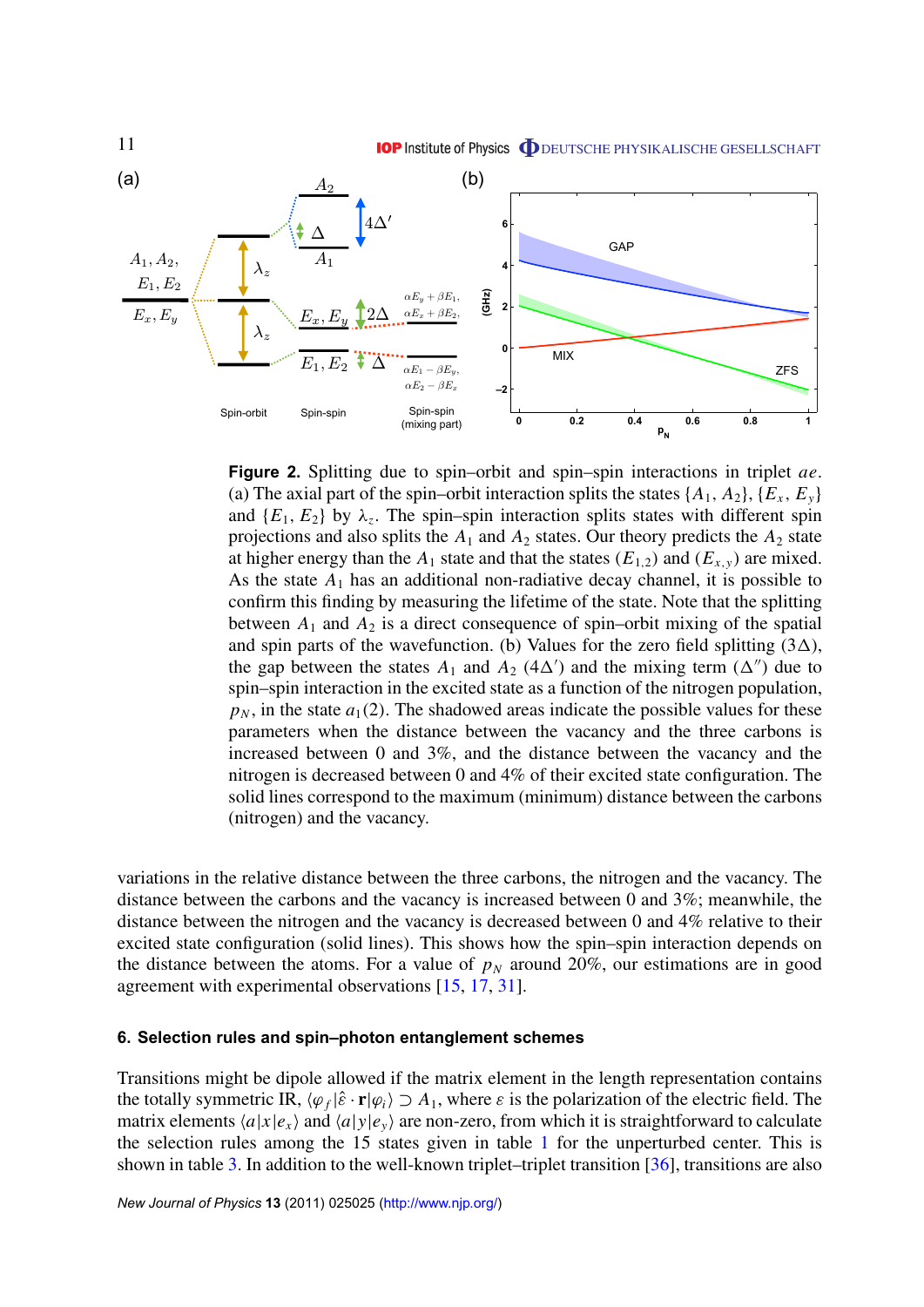**Figure 2.** Splitting due to spin–orbit and spin–spin interactions in triplet $ae$. (a) The axial part of the spin–orbit interaction splits the states $\{A_1, A_2\}$, $\{E_x, E_y\}$ and $\{E_1, E_2\}$ by $\lambda_z$. The spin–spin interaction splits states with different spin projections and also splits the $A_1$ and $A_2$ states. Our theory predicts the $A_2$ state at higher energy than the $A_1$ state and that the states $(E_{1,2})$ and $(E_{x,y})$ are mixed. As the state $A_1$ has an additional non-radiative decay channel, it is possible to confirm this finding by measuring the lifetime of the state. Note that the splitting between $A_1$ and $A_2$ is a direct consequence of spin–orbit mixing of the spatial and spin parts of the wavefunction. (b) Values for the zero field splitting ($3\Delta$), the gap between the states $A_1$ and $A_2$ ($4\Delta'$) and the mixing term ($\Delta''$) due to spin–spin interaction in the excited state as a function of the nitrogen population, $p_N$, in the state $a_1(2)$. The shadowed areas indicate the possible values for these parameters when the distance between the vacancy and the three carbons is increased between 0 and 3%, and the distance between the vacancy and the nitrogen is decreased between 0 and 4% of their excited state configuration. The solid lines correspond to the maximum (minimum) distance between the carbons (nitrogen) and the vacancy.

variations in the relative distance between the three carbons, the nitrogen and the vacancy. The distance between the carbons and the vacancy is increased between 0 and 3%; meanwhile, the distance between the nitrogen and the vacancy is decreased between 0 and 4% relative to their excited state configuration (solid lines). This shows how the spin–spin interaction depends on the distance between the atoms. For a value of $p_N$ around 20%, our estimations are in good agreement with experimental observations [15, 17, 31].

## 6. Selection rules and spin–photon entanglement schemes

Transitions might be dipole allowed if the matrix element in the length representation contains the totally symmetric IR, $\langle\varphi_f|\hat{\varepsilon}\cdot\mathbf{r}|\varphi_i\rangle \supset A_1$, where $\varepsilon$ is the polarization of the electric field. The matrix elements $\langle a|x|e_x\rangle$ and $\langle a|y|e_y\rangle$ are non-zero, from which it is straightforward to calculate the selection rules among the 15 states given in table 1 for the unperturbed center. This is shown in table 3. In addition to the well-known triplet–triplet transition [36], transitions are also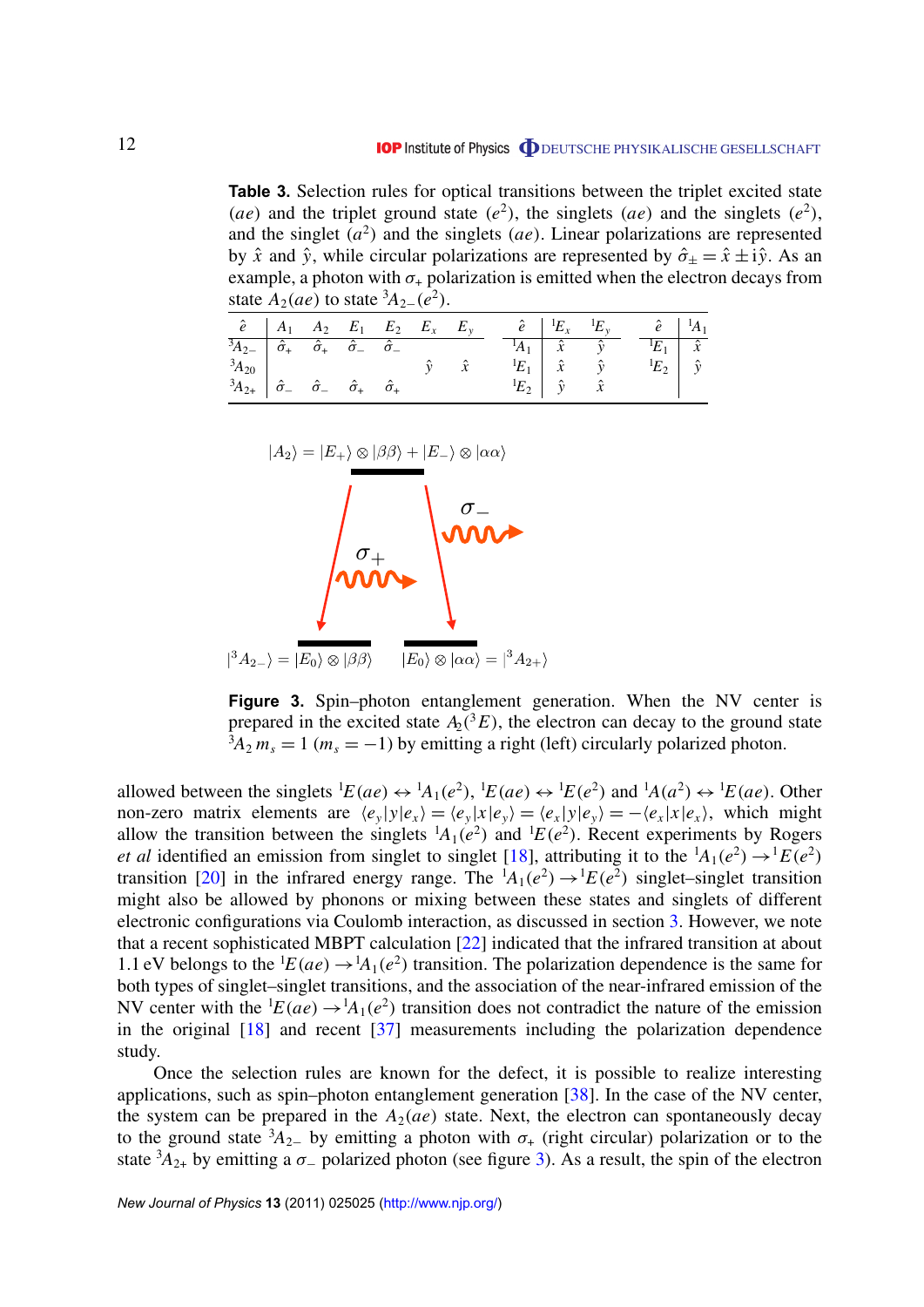**Table 3.** Selection rules for optical transitions between the triplet excited state $(ae)$ and the triplet ground state $(e^2)$, the singlets $(ae)$ and the singlets $(e^2)$, and the singlet $(a^2)$ and the singlets $(ae)$. Linear polarizations are represented by $\hat{x}$ and $\hat{y}$, while circular polarizations are represented by $\hat{\sigma}_{\pm} = \hat{x} \pm \mathrm{i}\hat{y}$. As an example, a photon with $\sigma_+$ polarization is emitted when the electron decays from state $A_2(ae)$ to state $^3A_{2-}(e^2)$.

| $\hat{e}$ | $A_1$ | $A_2$ | $E_1$ | $E_2$ | $E_x$ | $E_y$ |
|---|---|---|---|---|---|---|
| $^3A_{2-}$ | $\hat{\sigma}_+$ | $\hat{\sigma}_+$ | $\hat{\sigma}_-$ | $\hat{\sigma}_-$ | | |
| $^3A_{20}$ | | | | | $\hat{y}$ | $\hat{x}$ |
| $^3A_{2+}$ | $\hat{\sigma}_-$ | $\hat{\sigma}_-$ | $\hat{\sigma}_+$ | $\hat{\sigma}_+$ | | |

| $\hat{e}$ | $^1E_x$ | $^1E_y$ |
|---|---|---|
| $^1A_1$ | $\hat{x}$ | $\hat{y}$ |
| $^1E_1$ | $\hat{x}$ | $\hat{y}$ |
| $^1E_2$ | $\hat{y}$ | $\hat{x}$ |

| $\hat{e}$ | $^1A_1$ |
|---|---|
| $^1E_1$ | $\hat{x}$ |
| $^1E_2$ | $\hat{y}$ |

**Figure 3.** Spin–photon entanglement generation. When the NV center is prepared in the excited state $A_2(^3E)$, the electron can decay to the ground state $^3A_2\, m_s = 1$ $(m_s = -1)$ by emitting a right (left) circularly polarized photon.

allowed between the singlets $^1E(ae) \leftrightarrow {}^1A_1(e^2)$, $^1E(ae) \leftrightarrow {}^1E(e^2)$ and $^1A(a^2) \leftrightarrow {}^1E(ae)$. Other non-zero matrix elements are $\langle e_y|y|e_x\rangle = \langle e_y|x|e_y\rangle = \langle e_x|y|e_y\rangle = -\langle e_x|x|e_x\rangle$, which might allow the transition between the singlets $^1A_1(e^2)$ and $^1E(e^2)$. Recent experiments by Rogers *et al* identified an emission from singlet to singlet [18], attributing it to the $^1A_1(e^2) \rightarrow {}^1E(e^2)$ transition [20] in the infrared energy range. The $^1A_1(e^2) \rightarrow {}^1E(e^2)$ singlet–singlet transition might also be allowed by phonons or mixing between these states and singlets of different electronic configurations via Coulomb interaction, as discussed in section 3. However, we note that a recent sophisticated MBPT calculation [22] indicated that the infrared transition at about 1.1 eV belongs to the $^1E(ae) \rightarrow {}^1A_1(e^2)$ transition. The polarization dependence is the same for both types of singlet–singlet transitions, and the association of the near-infrared emission of the NV center with the $^1E(ae) \rightarrow {}^1A_1(e^2)$ transition does not contradict the nature of the emission in the original [18] and recent [37] measurements including the polarization dependence study.

Once the selection rules are known for the defect, it is possible to realize interesting applications, such as spin–photon entanglement generation [38]. In the case of the NV center, the system can be prepared in the $A_2(ae)$ state. Next, the electron can spontaneously decay to the ground state $^3A_{2-}$ by emitting a photon with $\sigma_+$ (right circular) polarization or to the state $^3A_{2+}$ by emitting a $\sigma_-$ polarized photon (see figure 3). As a result, the spin of the electron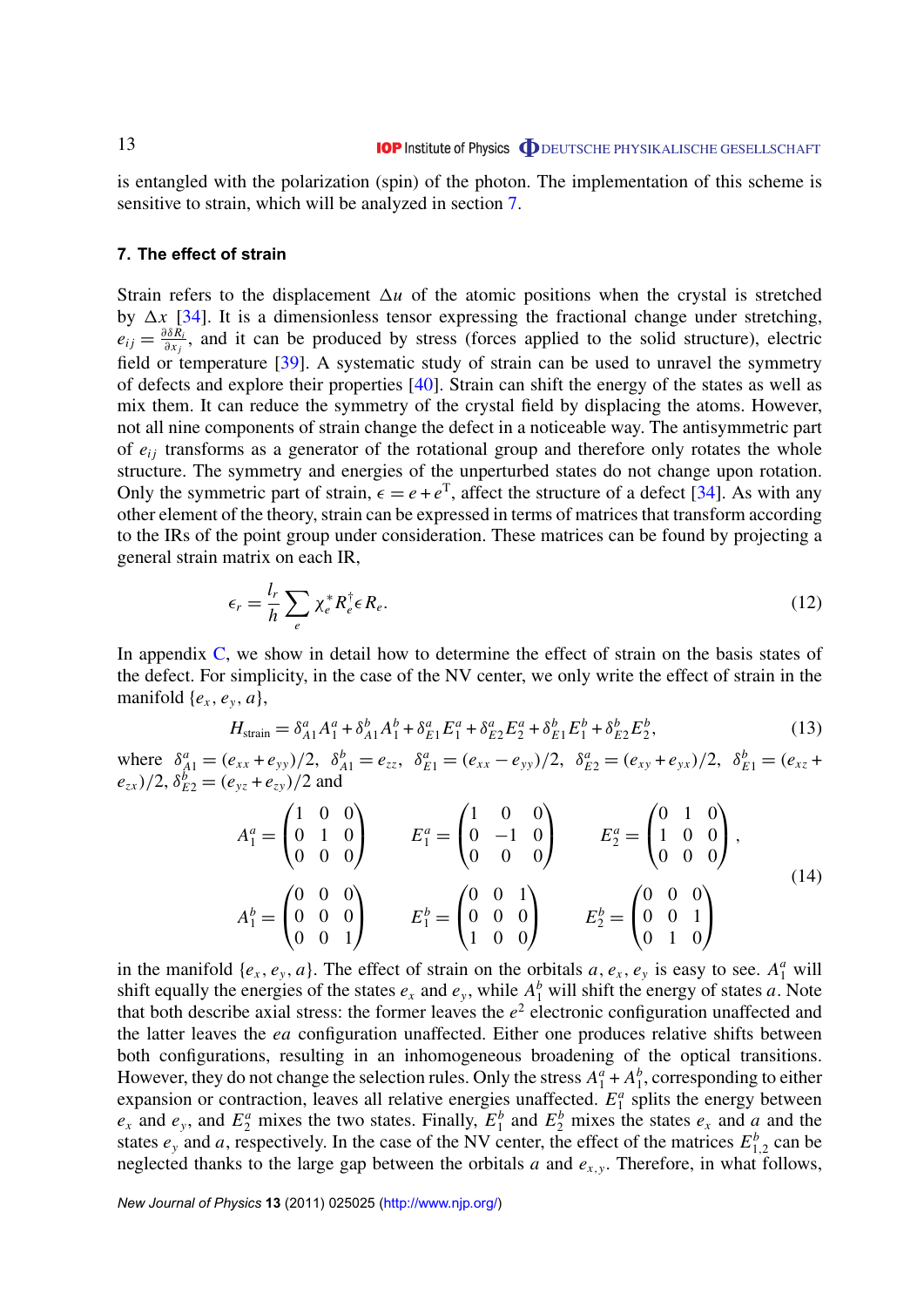is entangled with the polarization (spin) of the photon. The implementation of this scheme is sensitive to strain, which will be analyzed in section 7.

## 7. The effect of strain

Strain refers to the displacement $\Delta u$ of the atomic positions when the crystal is stretched by $\Delta x$ [34]. It is a dimensionless tensor expressing the fractional change under stretching, $e_{ij} = \frac{\partial \delta R_i}{\partial x_j}$, and it can be produced by stress (forces applied to the solid structure), electric field or temperature [39]. A systematic study of strain can be used to unravel the symmetry of defects and explore their properties [40]. Strain can shift the energy of the states as well as mix them. It can reduce the symmetry of the crystal field by displacing the atoms. However, not all nine components of strain change the defect in a noticeable way. The antisymmetric part of $e_{ij}$ transforms as a generator of the rotational group and therefore only rotates the whole structure. The symmetry and energies of the unperturbed states do not change upon rotation. Only the symmetric part of strain, $\epsilon = e + e^{\mathrm{T}}$, affect the structure of a defect [34]. As with any other element of the theory, strain can be expressed in terms of matrices that transform according to the IRs of the point group under consideration. These matrices can be found by projecting a general strain matrix on each IR,

$$\epsilon_r = \frac{l_r}{h} \sum_e \chi_e^* R_e^\dagger \epsilon R_e. \tag{12}$$

In appendix C, we show in detail how to determine the effect of strain on the basis states of the defect. For simplicity, in the case of the NV center, we only write the effect of strain in the manifold $\{e_x, e_y, a\}$,

$$H_{\text{strain}} = \delta_{A1}^a A_1^a + \delta_{A1}^b A_1^b + \delta_{E1}^a E_1^a + \delta_{E2}^a E_2^a + \delta_{E1}^b E_1^b + \delta_{E2}^b E_2^b, \tag{13}$$

where $\delta_{A1}^a = (e_{xx} + e_{yy})/2$, $\delta_{A1}^b = e_{zz}$, $\delta_{E1}^a = (e_{xx} - e_{yy})/2$, $\delta_{E2}^a = (e_{xy} + e_{yx})/2$, $\delta_{E1}^b = (e_{xz} + e_{zx})/2$, $\delta_{E2}^b = (e_{yz} + e_{zy})/2$ and

$$A_1^a = \begin{pmatrix} 1 & 0 & 0 \\ 0 & 1 & 0 \\ 0 & 0 & 0 \end{pmatrix} \qquad E_1^a = \begin{pmatrix} 1 & 0 & 0 \\ 0 & -1 & 0 \\ 0 & 0 & 0 \end{pmatrix} \qquad E_2^a = \begin{pmatrix} 0 & 1 & 0 \\ 1 & 0 & 0 \\ 0 & 0 & 0 \end{pmatrix},$$
$$A_1^b = \begin{pmatrix} 0 & 0 & 0 \\ 0 & 0 & 0 \\ 0 & 0 & 1 \end{pmatrix} \qquad E_1^b = \begin{pmatrix} 0 & 0 & 1 \\ 0 & 0 & 0 \\ 1 & 0 & 0 \end{pmatrix} \qquad E_2^b = \begin{pmatrix} 0 & 0 & 0 \\ 0 & 0 & 1 \\ 0 & 1 & 0 \end{pmatrix} \tag{14}$$

in the manifold $\{e_x, e_y, a\}$. The effect of strain on the orbitals $a$, $e_x$, $e_y$ is easy to see. $A_1^a$ will shift equally the energies of the states $e_x$ and $e_y$, while $A_1^b$ will shift the energy of states $a$. Note that both describe axial stress: the former leaves the $e^2$ electronic configuration unaffected and the latter leaves the $ea$ configuration unaffected. Either one produces relative shifts between both configurations, resulting in an inhomogeneous broadening of the optical transitions. However, they do not change the selection rules. Only the stress $A_1^a + A_1^b$, corresponding to either expansion or contraction, leaves all relative energies unaffected. $E_1^a$ splits the energy between $e_x$ and $e_y$, and $E_2^a$ mixes the two states. Finally, $E_1^b$ and $E_2^b$ mixes the states $e_x$ and $a$ and the states $e_y$ and $a$, respectively. In the case of the NV center, the effect of the matrices $E_{1,2}^b$ can be neglected thanks to the large gap between the orbitals $a$ and $e_{x,y}$. Therefore, in what follows,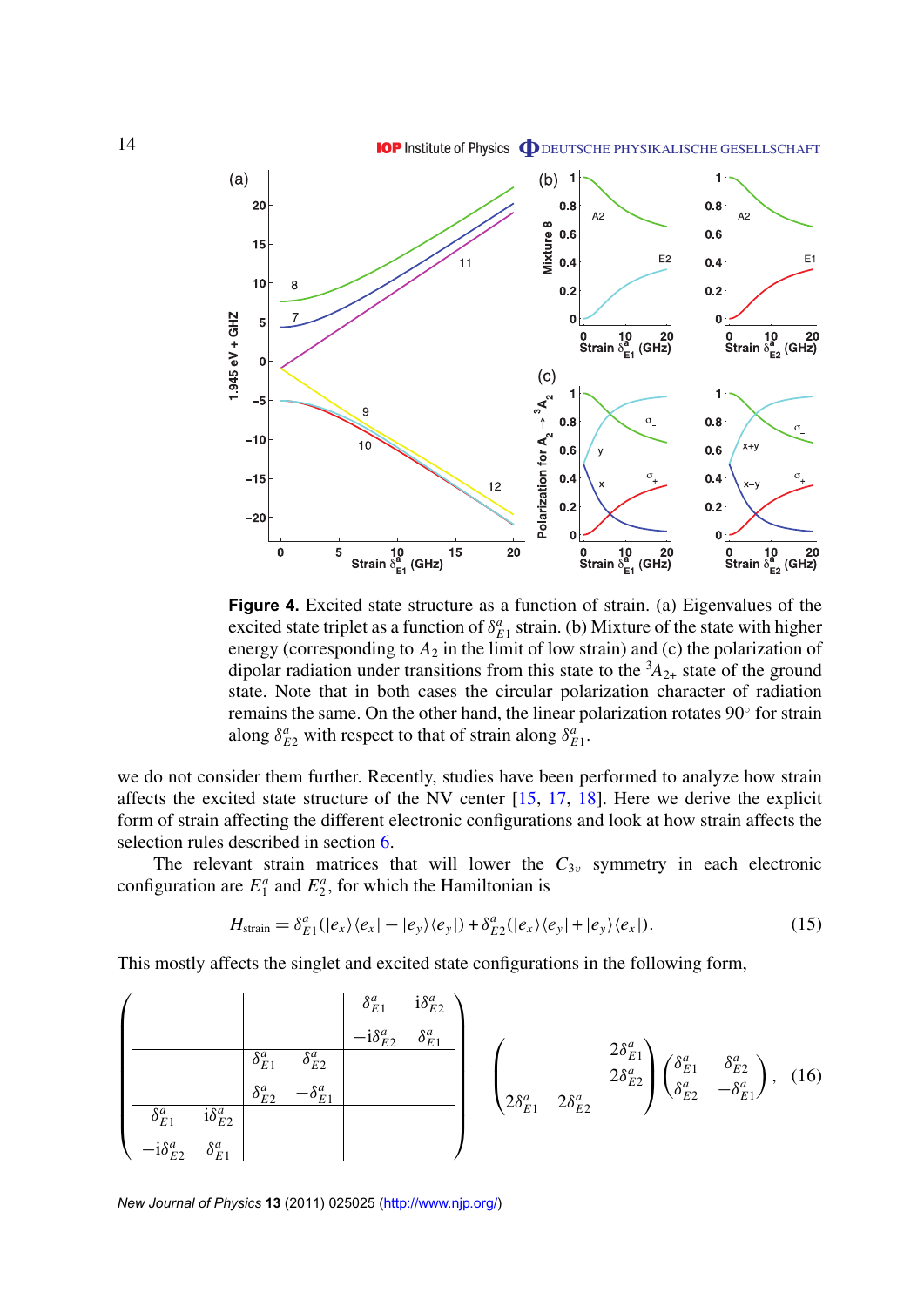**Figure 4.** Excited state structure as a function of strain. (a) Eigenvalues of the excited state triplet as a function of $\delta^a_{E1}$ strain. (b) Mixture of the state with higher energy (corresponding to $A_2$ in the limit of low strain) and (c) the polarization of dipolar radiation under transitions from this state to the $^3A_{2+}$ state of the ground state. Note that in both cases the circular polarization character of radiation remains the same. On the other hand, the linear polarization rotates 90° for strain along $\delta^a_{E2}$ with respect to that of strain along $\delta^a_{E1}$.

we do not consider them further. Recently, studies have been performed to analyze how strain affects the excited state structure of the NV center [15, 17, 18]. Here we derive the explicit form of strain affecting the different electronic configurations and look at how strain affects the selection rules described in section 6.

The relevant strain matrices that will lower the $C_{3v}$ symmetry in each electronic configuration are $E^a_1$ and $E^a_2$, for which the Hamiltonian is

$$H_{\text{strain}} = \delta^a_{E1}(|e_x\rangle\langle e_x| - |e_y\rangle\langle e_y|) + \delta^a_{E2}(|e_x\rangle\langle e_y| + |e_y\rangle\langle e_x|). \tag{15}$$

This mostly affects the singlet and excited state configurations in the following form,

$$\left(\begin{array}{cc|cc|cc} & & & & \delta^a_{E1} & \mathrm{i}\delta^a_{E2} \\ & & & & -\mathrm{i}\delta^a_{E2} & \delta^a_{E1} \\ \hline & & \delta^a_{E1} & \delta^a_{E2} & & \\ & & \delta^a_{E2} & -\delta^a_{E1} & & \\ \hline \delta^a_{E1} & \mathrm{i}\delta^a_{E2} & & & & \\ -\mathrm{i}\delta^a_{E2} & \delta^a_{E1} & & & & \end{array}\right) \quad \begin{pmatrix} & & 2\delta^a_{E1} \\ & & 2\delta^a_{E2} \\ 2\delta^a_{E1} & 2\delta^a_{E2} & \end{pmatrix} \begin{pmatrix} \delta^a_{E1} & \delta^a_{E2} \\ \delta^a_{E2} & -\delta^a_{E1} \end{pmatrix}, \tag{16}$$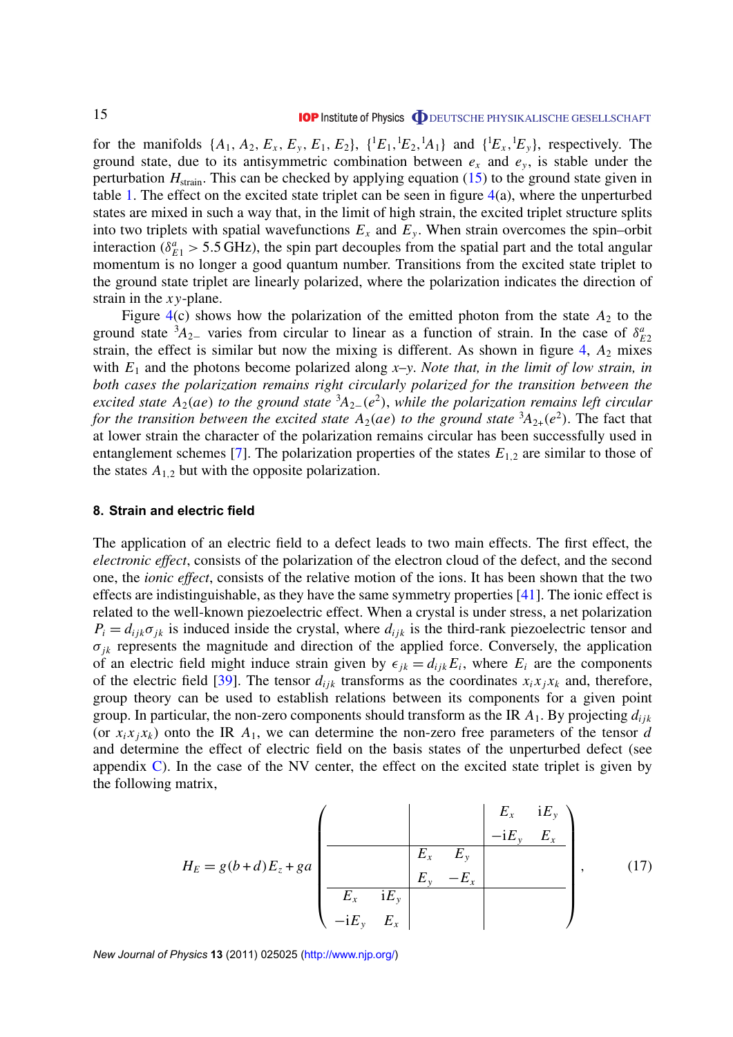for the manifolds $\{A_1, A_2, E_x, E_y, E_1, E_2\}$, $\{^1E_1, ^1E_2, ^1A_1\}$ and $\{^1E_x, ^1E_y\}$, respectively. The ground state, due to its antisymmetric combination between $e_x$ and $e_y$, is stable under the perturbation $H_{\text{strain}}$. This can be checked by applying equation (15) to the ground state given in table 1. The effect on the excited state triplet can be seen in figure 4(a), where the unperturbed states are mixed in such a way that, in the limit of high strain, the excited triplet structure splits into two triplets with spatial wavefunctions $E_x$ and $E_y$. When strain overcomes the spin–orbit interaction ($\delta^a_{E1} > 5.5\,\text{GHz}$), the spin part decouples from the spatial part and the total angular momentum is no longer a good quantum number. Transitions from the excited state triplet to the ground state triplet are linearly polarized, where the polarization indicates the direction of strain in the $xy$-plane.

Figure 4(c) shows how the polarization of the emitted photon from the state $A_2$ to the ground state $^3A_{2-}$ varies from circular to linear as a function of strain. In the case of $\delta^a_{E2}$ strain, the effect is similar but now the mixing is different. As shown in figure 4, $A_2$ mixes with $E_1$ and the photons become polarized along $x$–$y$. *Note that, in the limit of low strain, in both cases the polarization remains right circularly polarized for the transition between the excited state* $A_2(ae)$ *to the ground state* $^3A_{2-}(e^2)$*, while the polarization remains left circular for the transition between the excited state* $A_2(ae)$ *to the ground state* $^3A_{2+}(e^2)$. The fact that at lower strain the character of the polarization remains circular has been successfully used in entanglement schemes [7]. The polarization properties of the states $E_{1,2}$ are similar to those of the states $A_{1,2}$ but with the opposite polarization.

## 8. Strain and electric field

The application of an electric field to a defect leads to two main effects. The first effect, the *electronic effect*, consists of the polarization of the electron cloud of the defect, and the second one, the *ionic effect*, consists of the relative motion of the ions. It has been shown that the two effects are indistinguishable, as they have the same symmetry properties [41]. The ionic effect is related to the well-known piezoelectric effect. When a crystal is under stress, a net polarization $P_i = d_{ijk}\sigma_{jk}$ is induced inside the crystal, where $d_{ijk}$ is the third-rank piezoelectric tensor and $\sigma_{jk}$ represents the magnitude and direction of the applied force. Conversely, the application of an electric field might induce strain given by $\epsilon_{jk} = d_{ijk}E_i$, where $E_i$ are the components of the electric field [39]. The tensor $d_{ijk}$ transforms as the coordinates $x_i x_j x_k$ and, therefore, group theory can be used to establish relations between its components for a given point group. In particular, the non-zero components should transform as the IR $A_1$. By projecting $d_{ijk}$ (or $x_i x_j x_k$) onto the IR $A_1$, we can determine the non-zero free parameters of the tensor $d$ and determine the effect of electric field on the basis states of the unperturbed defect (see appendix C). In the case of the NV center, the effect on the excited state triplet is given by the following matrix,

$$
H_E = g(b+d)E_z + ga \left(\begin{array}{cc|cc|cc}
 & & & & E_x & \mathrm{i}E_y \\
 & & & & -\mathrm{i}E_y & E_x \\
\hline
 & & E_x & E_y & & \\
 & & E_y & -E_x & & \\
\hline
E_x & \mathrm{i}E_y & & & & \\
-\mathrm{i}E_y & E_x & & & &
\end{array}\right), \tag{17}
$$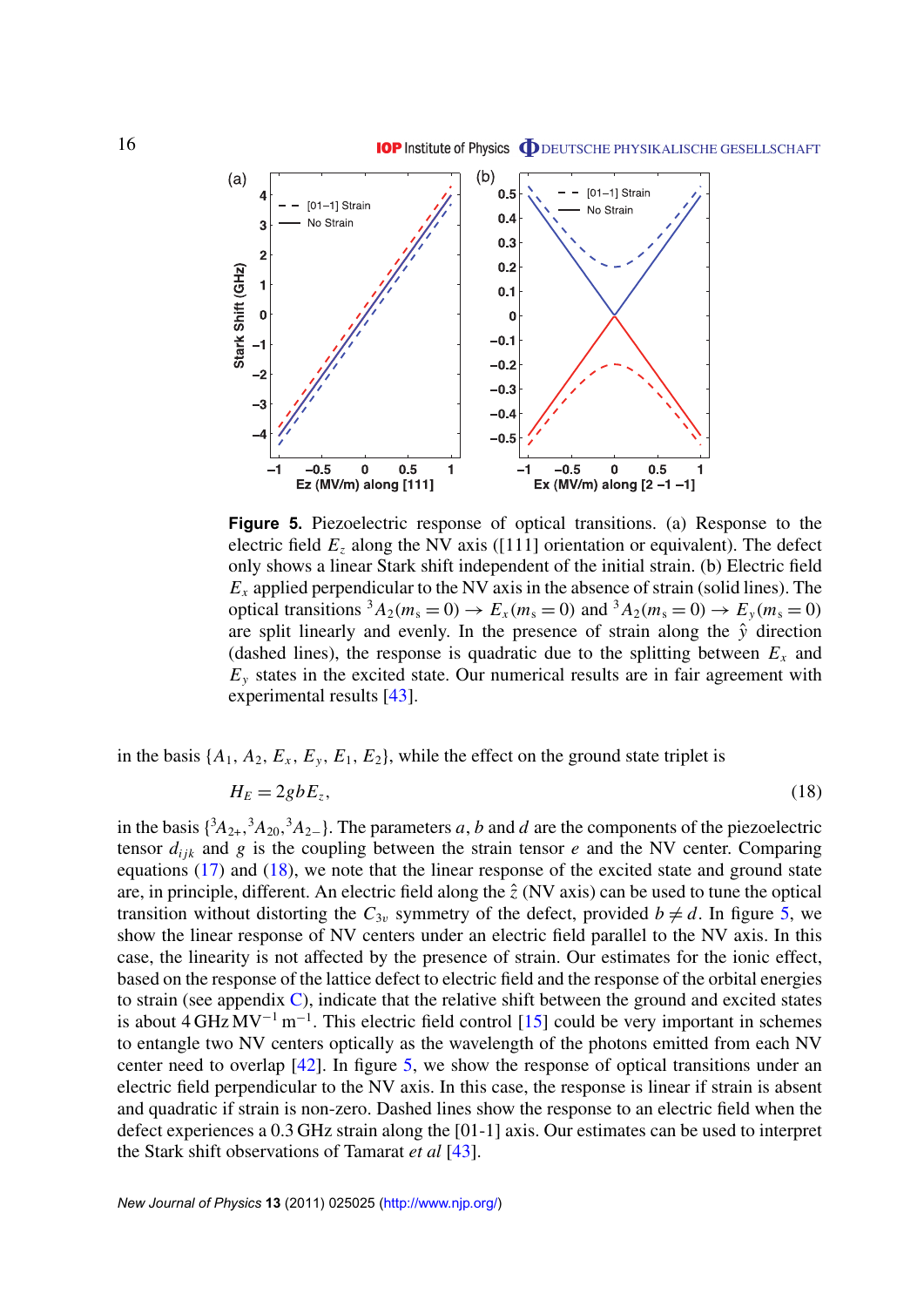**Figure 5.** Piezoelectric response of optical transitions. (a) Response to the electric field $E_z$ along the NV axis ([111] orientation or equivalent). The defect only shows a linear Stark shift independent of the initial strain. (b) Electric field $E_x$ applied perpendicular to the NV axis in the absence of strain (solid lines). The optical transitions ${}^3A_2(m_s = 0) \rightarrow E_x(m_s = 0)$ and ${}^3A_2(m_s = 0) \rightarrow E_y(m_s = 0)$ are split linearly and evenly. In the presence of strain along the $\hat{y}$ direction (dashed lines), the response is quadratic due to the splitting between $E_x$ and $E_y$ states in the excited state. Our numerical results are in fair agreement with experimental results [43].

in the basis $\{A_1, A_2, E_x, E_y, E_1, E_2\}$, while the effect on the ground state triplet is

$$H_E = 2gbE_z, \tag{18}$$

in the basis $\{{}^3A_{2+}, {}^3A_{20}, {}^3A_{2-}\}$. The parameters $a$, $b$ and $d$ are the components of the piezoelectric tensor $d_{ijk}$ and $g$ is the coupling between the strain tensor $e$ and the NV center. Comparing equations (17) and (18), we note that the linear response of the excited state and ground state are, in principle, different. An electric field along the $\hat{z}$ (NV axis) can be used to tune the optical transition without distorting the $C_{3v}$ symmetry of the defect, provided $b \neq d$. In figure 5, we show the linear response of NV centers under an electric field parallel to the NV axis. In this case, the linearity is not affected by the presence of strain. Our estimates for the ionic effect, based on the response of the lattice defect to electric field and the response of the orbital energies to strain (see appendix C), indicate that the relative shift between the ground and excited states is about 4 GHz $\mathrm{MV}^{-1}$ $\mathrm{m}^{-1}$. This electric field control [15] could be very important in schemes to entangle two NV centers optically as the wavelength of the photons emitted from each NV center need to overlap [42]. In figure 5, we show the response of optical transitions under an electric field perpendicular to the NV axis. In this case, the response is linear if strain is absent and quadratic if strain is non-zero. Dashed lines show the response to an electric field when the defect experiences a 0.3 GHz strain along the [01-1] axis. Our estimates can be used to interpret the Stark shift observations of Tamarat *et al* [43].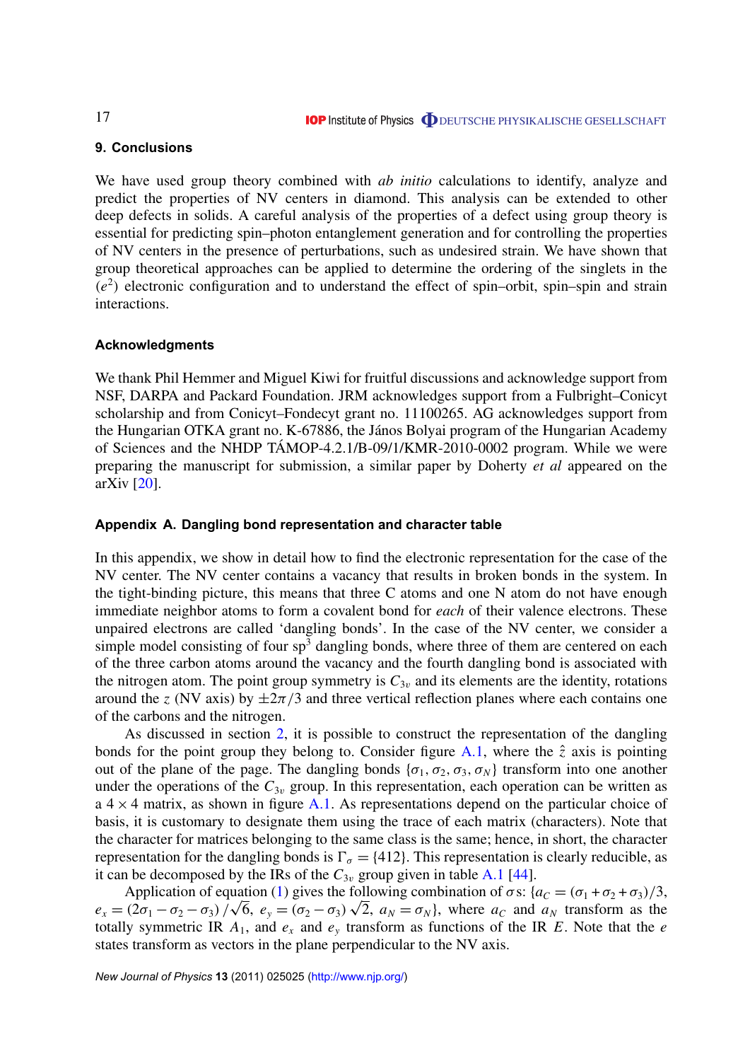## 9. Conclusions

We have used group theory combined with *ab initio* calculations to identify, analyze and predict the properties of NV centers in diamond. This analysis can be extended to other deep defects in solids. A careful analysis of the properties of a defect using group theory is essential for predicting spin–photon entanglement generation and for controlling the properties of NV centers in the presence of perturbations, such as undesired strain. We have shown that group theoretical approaches can be applied to determine the ordering of the singlets in the $(e^2)$ electronic configuration and to understand the effect of spin–orbit, spin–spin and strain interactions.

## Acknowledgments

We thank Phil Hemmer and Miguel Kiwi for fruitful discussions and acknowledge support from NSF, DARPA and Packard Foundation. JRM acknowledges support from a Fulbright–Conicyt scholarship and from Conicyt–Fondecyt grant no. 11100265. AG acknowledges support from the Hungarian OTKA grant no. K-67886, the János Bolyai program of the Hungarian Academy of Sciences and the NHDP TÁMOP-4.2.1/B-09/1/KMR-2010-0002 program. While we were preparing the manuscript for submission, a similar paper by Doherty *et al* appeared on the arXiv [20].

## Appendix A. Dangling bond representation and character table

In this appendix, we show in detail how to find the electronic representation for the case of the NV center. The NV center contains a vacancy that results in broken bonds in the system. In the tight-binding picture, this means that three C atoms and one N atom do not have enough immediate neighbor atoms to form a covalent bond for *each* of their valence electrons. These unpaired electrons are called 'dangling bonds'. In the case of the NV center, we consider a simple model consisting of four $sp^3$ dangling bonds, where three of them are centered on each of the three carbon atoms around the vacancy and the fourth dangling bond is associated with the nitrogen atom. The point group symmetry is $C_{3v}$ and its elements are the identity, rotations around the $z$ (NV axis) by $\pm 2\pi/3$ and three vertical reflection planes where each contains one of the carbons and the nitrogen.

As discussed in section 2, it is possible to construct the representation of the dangling bonds for the point group they belong to. Consider figure A.1, where the $\hat{z}$ axis is pointing out of the plane of the page. The dangling bonds $\{\sigma_1, \sigma_2, \sigma_3, \sigma_N\}$ transform into one another under the operations of the $C_{3v}$ group. In this representation, each operation can be written as a $4 \times 4$ matrix, as shown in figure A.1. As representations depend on the particular choice of basis, it is customary to designate them using the trace of each matrix (characters). Note that the character for matrices belonging to the same class is the same; hence, in short, the character representation for the dangling bonds is $\Gamma_\sigma = \{412\}$. This representation is clearly reducible, as it can be decomposed by the IRs of the $C_{3v}$ group given in table A.1 [44].

Application of equation (1) gives the following combination of $\sigma$s: $\{a_C = (\sigma_1 + \sigma_2 + \sigma_3)/3$, $e_x = (2\sigma_1 - \sigma_2 - \sigma_3)/\sqrt{6}$, $e_y = (\sigma_2 - \sigma_3)\sqrt{2}$, $a_N = \sigma_N\}$, where $a_C$ and $a_N$ transform as the totally symmetric IR $A_1$, and $e_x$ and $e_y$ transform as functions of the IR $E$. Note that the $e$ states transform as vectors in the plane perpendicular to the NV axis.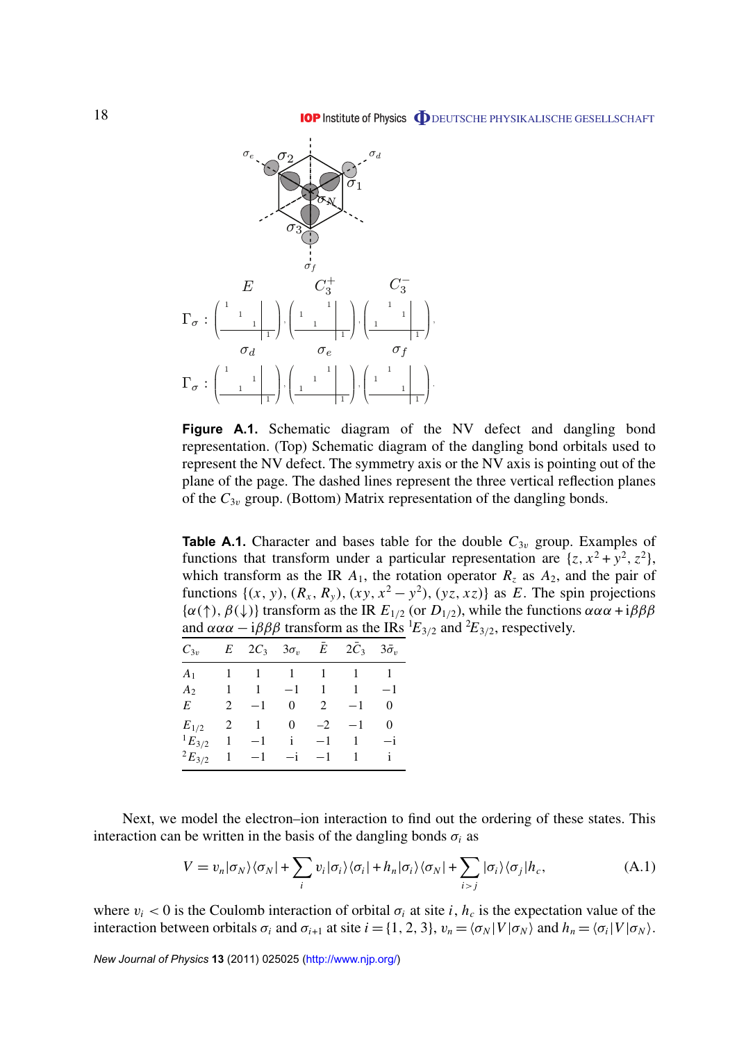**Figure A.1.** Schematic diagram of the NV defect and dangling bond representation. (Top) Schematic diagram of the dangling bond orbitals used to represent the NV defect. The symmetry axis or the NV axis is pointing out of the plane of the page. The dashed lines represent the three vertical reflection planes of the $C_{3v}$ group. (Bottom) Matrix representation of the dangling bonds.

**Table A.1.** Character and bases table for the double $C_{3v}$ group. Examples of functions that transform under a particular representation are $\{z, x^2+y^2, z^2\}$, which transform as the IR $A_1$, the rotation operator $R_z$ as $A_2$, and the pair of functions $\{(x, y), (R_x, R_y), (xy, x^2-y^2), (yz, xz)\}$ as $E$. The spin projections $\{\alpha(\uparrow), \beta(\downarrow)\}$ transform as the IR $E_{1/2}$ (or $D_{1/2}$), while the functions $\alpha\alpha\alpha + \mathrm{i}\beta\beta\beta$ and $\alpha\alpha\alpha - \mathrm{i}\beta\beta\beta$ transform as the IRs ${}^1E_{3/2}$ and ${}^2E_{3/2}$, respectively.

| $C_{3v}$ | $E$ | $2C_3$ | $3\sigma_v$ | $\bar{E}$ | $2\bar{C}_3$ | $3\bar{\sigma}_v$ |
|---|---|---|---|---|---|---|
| $A_1$ | 1 | 1 | 1 | 1 | 1 | 1 |
| $A_2$ | 1 | 1 | $-1$ | 1 | 1 | $-1$ |
| $E$ | 2 | $-1$ | 0 | 2 | $-1$ | 0 |
| $E_{1/2}$ | 2 | 1 | 0 | $-2$ | $-1$ | 0 |
| ${}^1E_{3/2}$ | 1 | $-1$ | i | $-1$ | 1 | $-$i |
| ${}^2E_{3/2}$ | 1 | $-1$ | $-$i | $-1$ | 1 | i |

Next, we model the electron–ion interaction to find out the ordering of these states. This interaction can be written in the basis of the dangling bonds $\sigma_i$ as

$$V = v_n|\sigma_N\rangle\langle\sigma_N| + \sum_i v_i|\sigma_i\rangle\langle\sigma_i| + h_n|\sigma_i\rangle\langle\sigma_N| + \sum_{i>j}|\sigma_i\rangle\langle\sigma_j|h_c, \tag{A.1}$$

where $v_i < 0$ is the Coulomb interaction of orbital $\sigma_i$ at site $i$, $h_c$ is the expectation value of the interaction between orbitals $\sigma_i$ and $\sigma_{i+1}$ at site $i = \{1, 2, 3\}$, $v_n = \langle\sigma_N|V|\sigma_N\rangle$ and $h_n = \langle\sigma_i|V|\sigma_N\rangle$.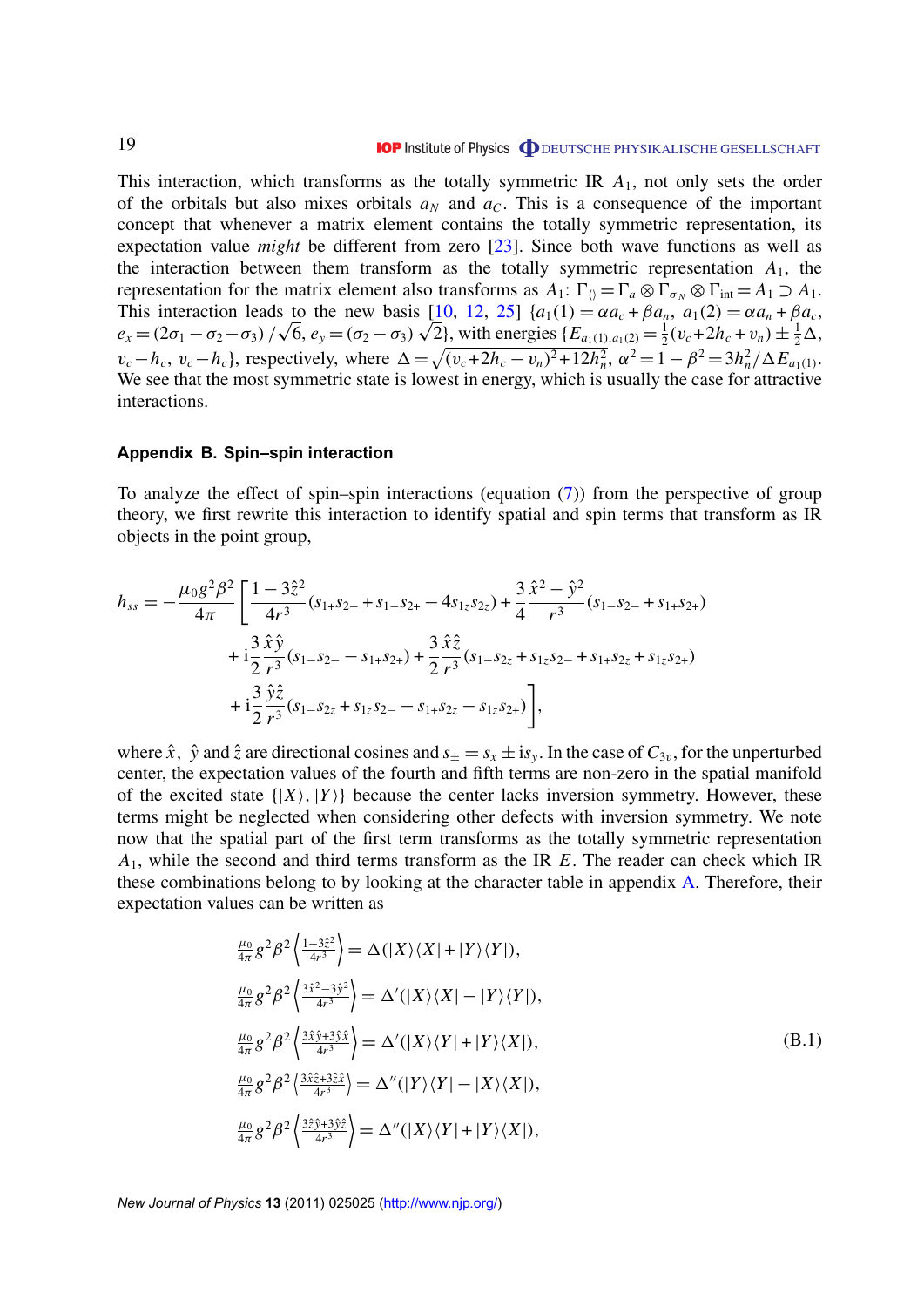This interaction, which transforms as the totally symmetric IR $A_1$, not only sets the order of the orbitals but also mixes orbitals $a_N$ and $a_C$. This is a consequence of the important concept that whenever a matrix element contains the totally symmetric representation, its expectation value *might* be different from zero [23]. Since both wave functions as well as the interaction between them transform as the totally symmetric representation $A_1$, the representation for the matrix element also transforms as $A_1$: $\Gamma_{\langle\rangle} = \Gamma_a \otimes \Gamma_{\sigma_N} \otimes \Gamma_{\text{int}} = A_1 \supset A_1$. This interaction leads to the new basis [10, 12, 25] $\{a_1(1) = \alpha a_c + \beta a_n,\ a_1(2) = \alpha a_n + \beta a_c,\ e_x = (2\sigma_1 - \sigma_2 - \sigma_3)/\sqrt{6},\ e_y = (\sigma_2 - \sigma_3)\sqrt{2}\}$, with energies $\{E_{a_1(1),a_1(2)} = \frac{1}{2}(v_c + 2h_c + v_n) \pm \frac{1}{2}\Delta,\ v_c - h_c,\ v_c - h_c\}$, respectively, where $\Delta = \sqrt{(v_c + 2h_c - v_n)^2 + 12h_n^2}$, $\alpha^2 = 1 - \beta^2 = 3h_n^2/\Delta E_{a_1(1)}$. We see that the most symmetric state is lowest in energy, which is usually the case for attractive interactions.

## Appendix B. Spin–spin interaction

To analyze the effect of spin–spin interactions (equation (7)) from the perspective of group theory, we first rewrite this interaction to identify spatial and spin terms that transform as IR objects in the point group,

$$
\begin{aligned}
h_{ss} = -\frac{\mu_0 g^2 \beta^2}{4\pi} \Bigg[ & \frac{1 - 3\hat{z}^2}{4r^3}(s_{1+}s_{2-} + s_{1-}s_{2+} - 4s_{1z}s_{2z}) + \frac{3}{4}\frac{\hat{x}^2 - \hat{y}^2}{r^3}(s_{1-}s_{2-} + s_{1+}s_{2+}) \\
& + \mathrm{i}\frac{3}{2}\frac{\hat{x}\hat{y}}{r^3}(s_{1-}s_{2-} - s_{1+}s_{2+}) + \frac{3}{2}\frac{\hat{x}\hat{z}}{r^3}(s_{1-}s_{2z} + s_{1z}s_{2-} + s_{1+}s_{2z} + s_{1z}s_{2+}) \\
& + \mathrm{i}\frac{3}{2}\frac{\hat{y}\hat{z}}{r^3}(s_{1-}s_{2z} + s_{1z}s_{2-} - s_{1+}s_{2z} - s_{1z}s_{2+}) \Bigg],
\end{aligned}
$$

where $\hat{x}$, $\hat{y}$ and $\hat{z}$ are directional cosines and $s_\pm = s_x \pm \mathrm{i}s_y$. In the case of $C_{3v}$, for the unperturbed center, the expectation values of the fourth and fifth terms are non-zero in the spatial manifold of the excited state $\{|X\rangle, |Y\rangle\}$ because the center lacks inversion symmetry. However, these terms might be neglected when considering other defects with inversion symmetry. We note now that the spatial part of the first term transforms as the totally symmetric representation $A_1$, while the second and third terms transform as the IR $E$. The reader can check which IR these combinations belong to by looking at the character table in appendix A. Therefore, their expectation values can be written as

$$
\begin{aligned}
\tfrac{\mu_0}{4\pi} g^2\beta^2 \left\langle \tfrac{1-3\hat{z}^2}{4r^3} \right\rangle &= \Delta(|X\rangle\langle X| + |Y\rangle\langle Y|), \\
\tfrac{\mu_0}{4\pi} g^2\beta^2 \left\langle \tfrac{3\hat{x}^2-3\hat{y}^2}{4r^3} \right\rangle &= \Delta'(|X\rangle\langle X| - |Y\rangle\langle Y|), \\
\tfrac{\mu_0}{4\pi} g^2\beta^2 \left\langle \tfrac{3\hat{x}\hat{y}+3\hat{y}\hat{x}}{4r^3} \right\rangle &= \Delta'(|X\rangle\langle Y| + |Y\rangle\langle X|), \\
\tfrac{\mu_0}{4\pi} g^2\beta^2 \left\langle \tfrac{3\hat{x}\hat{z}+3\hat{z}\hat{x}}{4r^3} \right\rangle &= \Delta''(|Y\rangle\langle Y| - |X\rangle\langle X|), \\
\tfrac{\mu_0}{4\pi} g^2\beta^2 \left\langle \tfrac{3\hat{z}\hat{y}+3\hat{y}\hat{z}}{4r^3} \right\rangle &= \Delta''(|X\rangle\langle Y| + |Y\rangle\langle X|),
\end{aligned}
\tag{B.1}
$$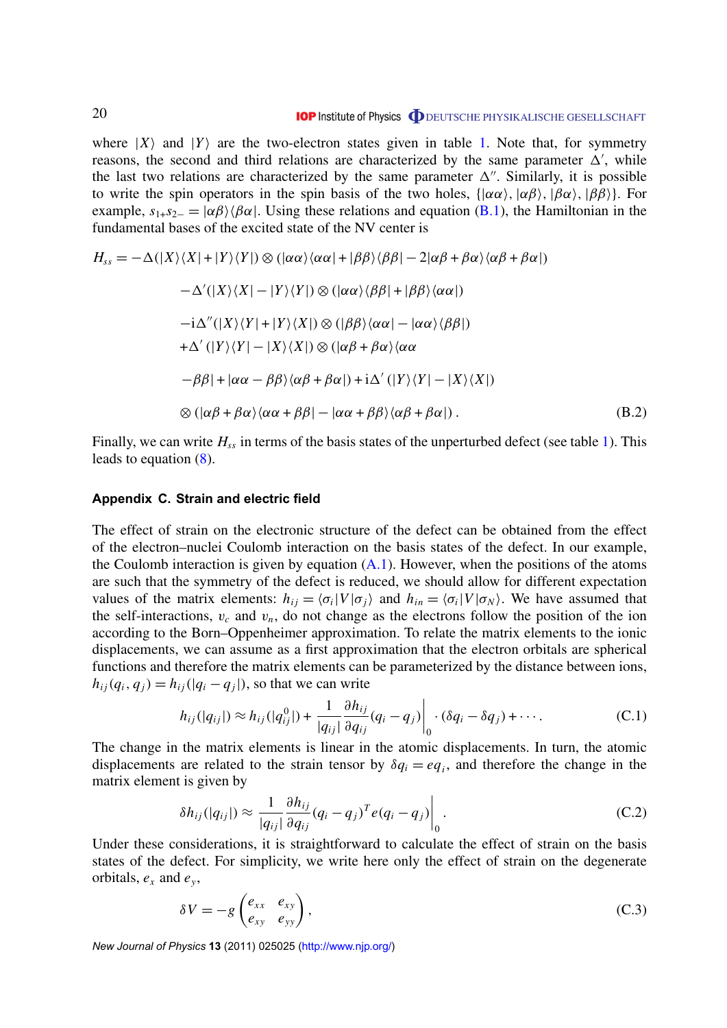where $|X\rangle$ and $|Y\rangle$ are the two-electron states given in table 1. Note that, for symmetry reasons, the second and third relations are characterized by the same parameter $\Delta'$, while the last two relations are characterized by the same parameter $\Delta''$. Similarly, it is possible to write the spin operators in the spin basis of the two holes, $\{|\alpha\alpha\rangle, |\alpha\beta\rangle, |\beta\alpha\rangle, |\beta\beta\rangle\}$. For example, $s_{1+}s_{2-} = |\alpha\beta\rangle\langle\beta\alpha|$. Using these relations and equation (B.1), the Hamiltonian in the fundamental bases of the excited state of the NV center is

$$
\begin{aligned}
H_{ss} = &-\Delta(|X\rangle\langle X| + |Y\rangle\langle Y|) \otimes (|\alpha\alpha\rangle\langle\alpha\alpha| + |\beta\beta\rangle\langle\beta\beta| - 2|\alpha\beta + \beta\alpha\rangle\langle\alpha\beta + \beta\alpha|) \\
&-\Delta'(|X\rangle\langle X| - |Y\rangle\langle Y|) \otimes (|\alpha\alpha\rangle\langle\beta\beta| + |\beta\beta\rangle\langle\alpha\alpha|) \\
&-\mathrm{i}\Delta''(|X\rangle\langle Y| + |Y\rangle\langle X|) \otimes (|\beta\beta\rangle\langle\alpha\alpha| - |\alpha\alpha\rangle\langle\beta\beta|) \\
&+\Delta'\,(|Y\rangle\langle Y| - |X\rangle\langle X|) \otimes (|\alpha\beta + \beta\alpha\rangle\langle\alpha\alpha \\
&-\beta\beta| + |\alpha\alpha - \beta\beta\rangle\langle\alpha\beta + \beta\alpha|) + \mathrm{i}\Delta'\,(|Y\rangle\langle Y| - |X\rangle\langle X|) \\
&\otimes (|\alpha\beta + \beta\alpha\rangle\langle\alpha\alpha + \beta\beta| - |\alpha\alpha + \beta\beta\rangle\langle\alpha\beta + \beta\alpha|)\,.
\end{aligned}
\tag{B.2}
$$

Finally, we can write $H_{ss}$ in terms of the basis states of the unperturbed defect (see table 1). This leads to equation (8).

## Appendix C. Strain and electric field

The effect of strain on the electronic structure of the defect can be obtained from the effect of the electron–nuclei Coulomb interaction on the basis states of the defect. In our example, the Coulomb interaction is given by equation (A.1). However, when the positions of the atoms are such that the symmetry of the defect is reduced, we should allow for different expectation values of the matrix elements: $h_{ij} = \langle\sigma_i|V|\sigma_j\rangle$ and $h_{in} = \langle\sigma_i|V|\sigma_N\rangle$. We have assumed that the self-interactions, $v_c$ and $v_n$, do not change as the electrons follow the position of the ion according to the Born–Oppenheimer approximation. To relate the matrix elements to the ionic displacements, we can assume as a first approximation that the electron orbitals are spherical functions and therefore the matrix elements can be parameterized by the distance between ions, $h_{ij}(q_i, q_j) = h_{ij}(|q_i - q_j|)$, so that we can write

$$
h_{ij}(|q_{ij}|) \approx h_{ij}(|q_{ij}^0|) + \left.\frac{1}{|q_{ij}|}\frac{\partial h_{ij}}{\partial q_{ij}}(q_i - q_j)\right|_0 \cdot (\delta q_i - \delta q_j) + \cdots. \tag{C.1}
$$

The change in the matrix elements is linear in the atomic displacements. In turn, the atomic displacements are related to the strain tensor by $\delta q_i = e q_i$, and therefore the change in the matrix element is given by

$$
\delta h_{ij}(|q_{ij}|) \approx \left.\frac{1}{|q_{ij}|}\frac{\partial h_{ij}}{\partial q_{ij}}(q_i - q_j)^T e (q_i - q_j)\right|_0. \tag{C.2}
$$

Under these considerations, it is straightforward to calculate the effect of strain on the basis states of the defect. For simplicity, we write here only the effect of strain on the degenerate orbitals, $e_x$ and $e_y$,

$$
\delta V = -g \begin{pmatrix} e_{xx} & e_{xy} \\ e_{xy} & e_{yy} \end{pmatrix}, \tag{C.3}
$$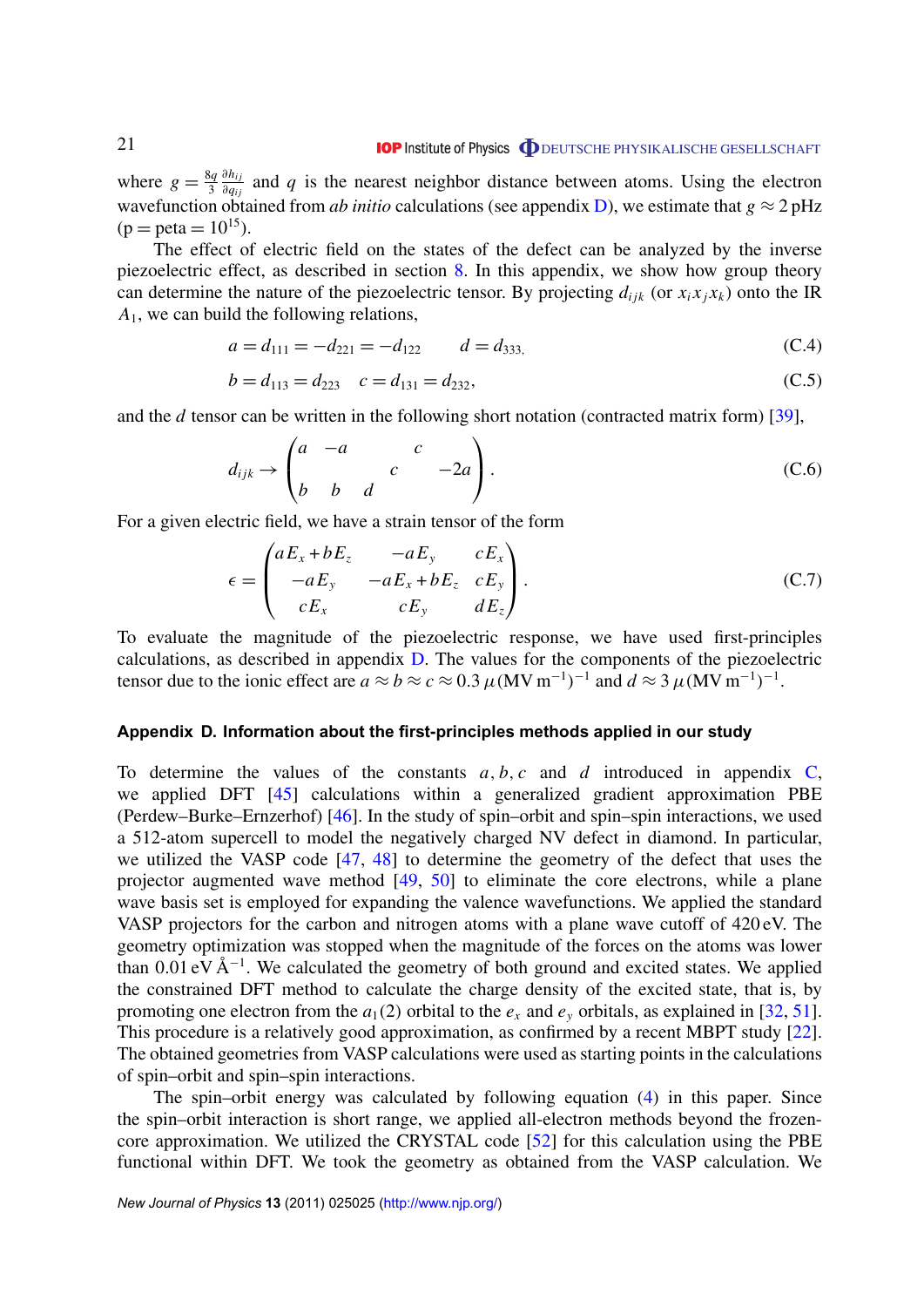where $g = \frac{8q}{3}\frac{\partial h_{ij}}{\partial q_{ij}}$ and $q$ is the nearest neighbor distance between atoms. Using the electron wavefunction obtained from *ab initio* calculations (see appendix D), we estimate that $g \approx 2$ pHz (p = peta = $10^{15}$).

The effect of electric field on the states of the defect can be analyzed by the inverse piezoelectric effect, as described in section 8. In this appendix, we show how group theory can determine the nature of the piezoelectric tensor. By projecting $d_{ijk}$ (or $x_i x_j x_k$) onto the IR $A_1$, we can build the following relations,

$$a = d_{111} = -d_{221} = -d_{122} \qquad d = d_{333,} \tag{C.4}$$

$$b = d_{113} = d_{223} \quad c = d_{131} = d_{232}, \tag{C.5}$$

and the $d$ tensor can be written in the following short notation (contracted matrix form) [39],

$$d_{ijk} \rightarrow \begin{pmatrix} a & -a & & & c & \\ & & & c & & -2a \\ b & b & d & & & \end{pmatrix}. \tag{C.6}$$

For a given electric field, we have a strain tensor of the form

$$\epsilon = \begin{pmatrix} aE_x + bE_z & -aE_y & cE_x \\ -aE_y & -aE_x + bE_z & cE_y \\ cE_x & cE_y & dE_z \end{pmatrix}. \tag{C.7}$$

To evaluate the magnitude of the piezoelectric response, we have used first-principles calculations, as described in appendix D. The values for the components of the piezoelectric tensor due to the ionic effect are $a \approx b \approx c \approx 0.3\,\mu(\mathrm{MV\,m^{-1}})^{-1}$ and $d \approx 3\,\mu(\mathrm{MV\,m^{-1}})^{-1}$.

## Appendix D. Information about the first-principles methods applied in our study

To determine the values of the constants $a, b, c$ and $d$ introduced in appendix C, we applied DFT [45] calculations within a generalized gradient approximation PBE (Perdew–Burke–Ernzerhof) [46]. In the study of spin–orbit and spin–spin interactions, we used a 512-atom supercell to model the negatively charged NV defect in diamond. In particular, we utilized the VASP code [47, 48] to determine the geometry of the defect that uses the projector augmented wave method [49, 50] to eliminate the core electrons, while a plane wave basis set is employed for expanding the valence wavefunctions. We applied the standard VASP projectors for the carbon and nitrogen atoms with a plane wave cutoff of 420 eV. The geometry optimization was stopped when the magnitude of the forces on the atoms was lower than 0.01 eV Å$^{-1}$. We calculated the geometry of both ground and excited states. We applied the constrained DFT method to calculate the charge density of the excited state, that is, by promoting one electron from the $a_1(2)$ orbital to the $e_x$ and $e_y$ orbitals, as explained in [32, 51]. This procedure is a relatively good approximation, as confirmed by a recent MBPT study [22]. The obtained geometries from VASP calculations were used as starting points in the calculations of spin–orbit and spin–spin interactions.

The spin–orbit energy was calculated by following equation (4) in this paper. Since the spin–orbit interaction is short range, we applied all-electron methods beyond the frozen-core approximation. We utilized the CRYSTAL code [52] for this calculation using the PBE functional within DFT. We took the geometry as obtained from the VASP calculation. We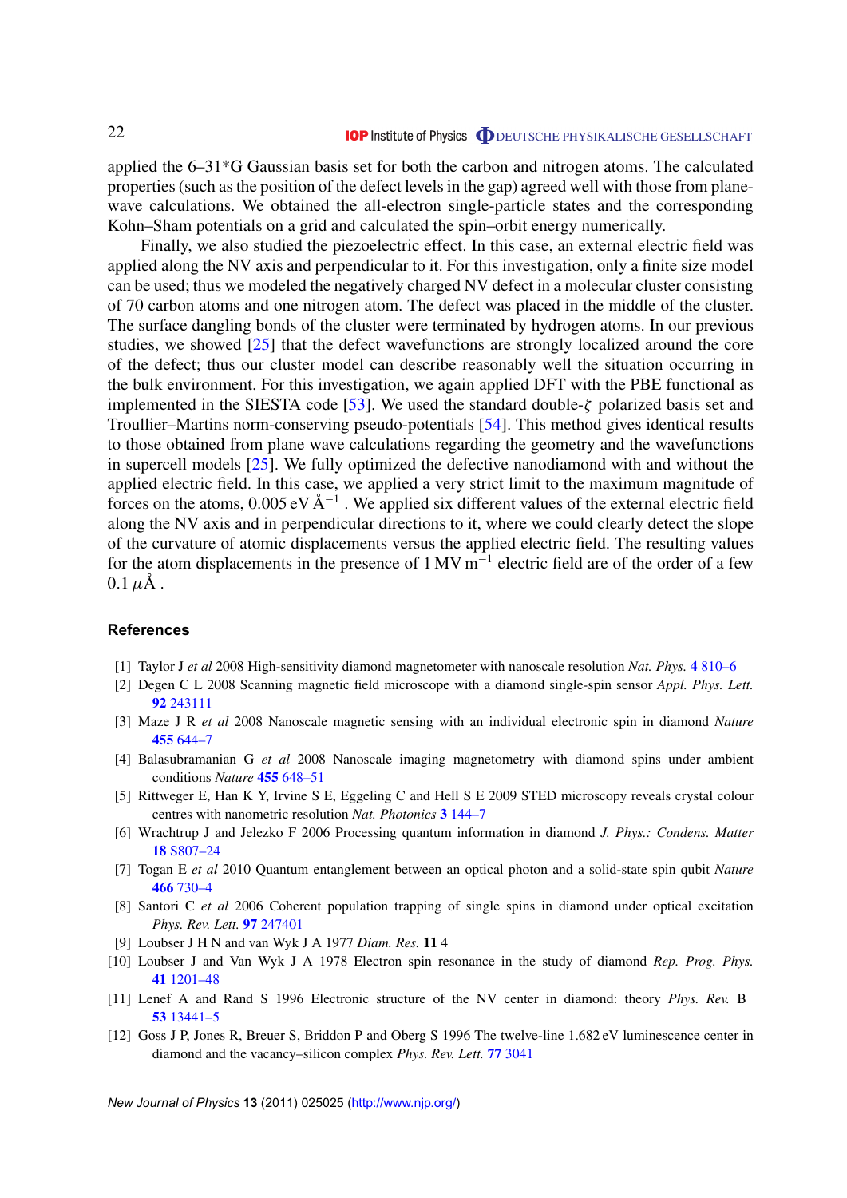applied the 6–31*G Gaussian basis set for both the carbon and nitrogen atoms. The calculated properties (such as the position of the defect levels in the gap) agreed well with those from plane-wave calculations. We obtained the all-electron single-particle states and the corresponding Kohn–Sham potentials on a grid and calculated the spin–orbit energy numerically.

Finally, we also studied the piezoelectric effect. In this case, an external electric field was applied along the NV axis and perpendicular to it. For this investigation, only a finite size model can be used; thus we modeled the negatively charged NV defect in a molecular cluster consisting of 70 carbon atoms and one nitrogen atom. The defect was placed in the middle of the cluster. The surface dangling bonds of the cluster were terminated by hydrogen atoms. In our previous studies, we showed [25] that the defect wavefunctions are strongly localized around the core of the defect; thus our cluster model can describe reasonably well the situation occurring in the bulk environment. For this investigation, we again applied DFT with the PBE functional as implemented in the SIESTA code [53]. We used the standard double-$\zeta$ polarized basis set and Troullier–Martins norm-conserving pseudo-potentials [54]. This method gives identical results to those obtained from plane wave calculations regarding the geometry and the wavefunctions in supercell models [25]. We fully optimized the defective nanodiamond with and without the applied electric field. In this case, we applied a very strict limit to the maximum magnitude of forces on the atoms, 0.005 eV Å$^{-1}$ . We applied six different values of the external electric field along the NV axis and in perpendicular directions to it, where we could clearly detect the slope of the curvature of atomic displacements versus the applied electric field. The resulting values for the atom displacements in the presence of 1 MV m$^{-1}$ electric field are of the order of a few 0.1 $\mu$Å .

## References

[1] Taylor J *et al* 2008 High-sensitivity diamond magnetometer with nanoscale resolution *Nat. Phys.* **4** 810–6

[2] Degen C L 2008 Scanning magnetic field microscope with a diamond single-spin sensor *Appl. Phys. Lett.* **92** 243111

[3] Maze J R *et al* 2008 Nanoscale magnetic sensing with an individual electronic spin in diamond *Nature* **455** 644–7

[4] Balasubramanian G *et al* 2008 Nanoscale imaging magnetometry with diamond spins under ambient conditions *Nature* **455** 648–51

[5] Rittweger E, Han K Y, Irvine S E, Eggeling C and Hell S E 2009 STED microscopy reveals crystal colour centres with nanometric resolution *Nat. Photonics* **3** 144–7

[6] Wrachtrup J and Jelezko F 2006 Processing quantum information in diamond *J. Phys.: Condens. Matter* **18** S807–24

[7] Togan E *et al* 2010 Quantum entanglement between an optical photon and a solid-state spin qubit *Nature* **466** 730–4

[8] Santori C *et al* 2006 Coherent population trapping of single spins in diamond under optical excitation *Phys. Rev. Lett.* **97** 247401

[9] Loubser J H N and van Wyk J A 1977 *Diam. Res.* **11** 4

[10] Loubser J and Van Wyk J A 1978 Electron spin resonance in the study of diamond *Rep. Prog. Phys.* **41** 1201–48

[11] Lenef A and Rand S 1996 Electronic structure of the NV center in diamond: theory *Phys. Rev.* B **53** 13441–5

[12] Goss J P, Jones R, Breuer S, Briddon P and Oberg S 1996 The twelve-line 1.682 eV luminescence center in diamond and the vacancy–silicon complex *Phys. Rev. Lett.* **77** 3041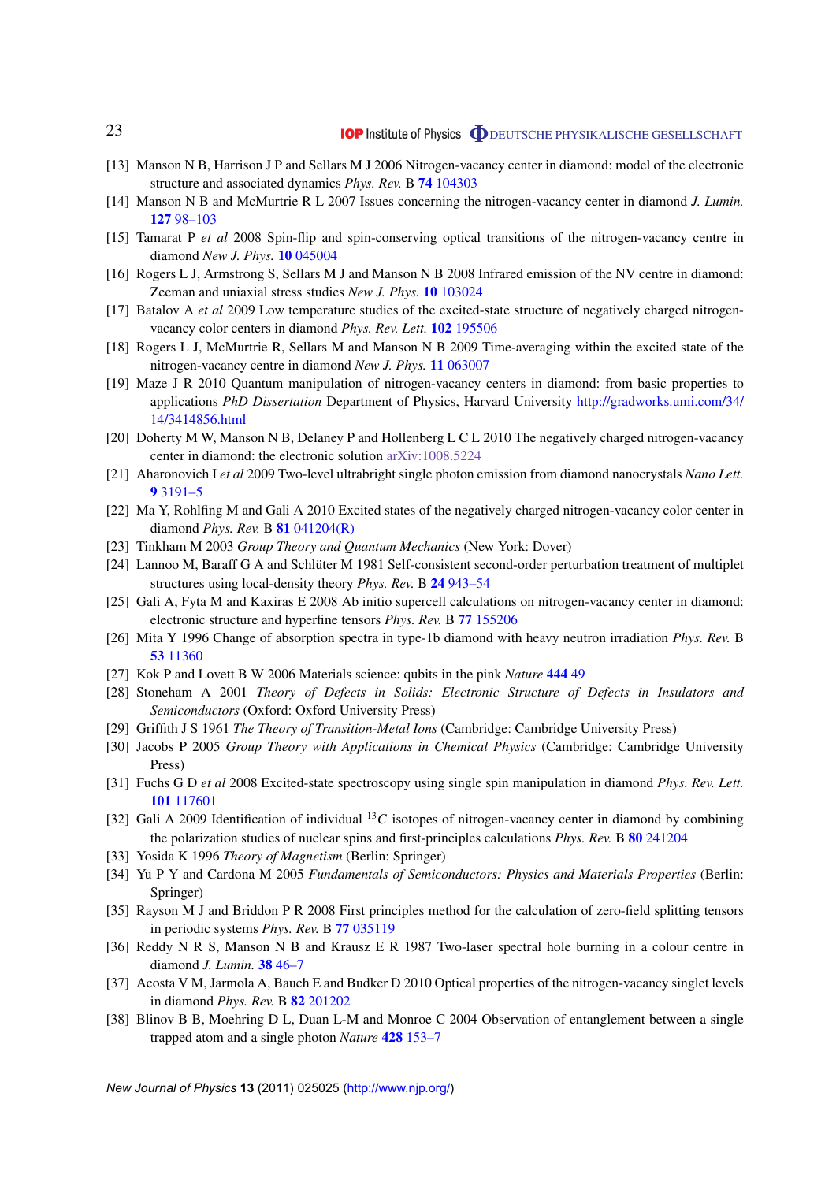[13] Manson N B, Harrison J P and Sellars M J 2006 Nitrogen-vacancy center in diamond: model of the electronic structure and associated dynamics *Phys. Rev.* B **74** 104303

[14] Manson N B and McMurtrie R L 2007 Issues concerning the nitrogen-vacancy center in diamond *J. Lumin.* **127** 98–103

[15] Tamarat P *et al* 2008 Spin-flip and spin-conserving optical transitions of the nitrogen-vacancy centre in diamond *New J. Phys.* **10** 045004

[16] Rogers L J, Armstrong S, Sellars M J and Manson N B 2008 Infrared emission of the NV centre in diamond: Zeeman and uniaxial stress studies *New J. Phys.* **10** 103024

[17] Batalov A *et al* 2009 Low temperature studies of the excited-state structure of negatively charged nitrogen-vacancy color centers in diamond *Phys. Rev. Lett.* **102** 195506

[18] Rogers L J, McMurtrie R, Sellars M and Manson N B 2009 Time-averaging within the excited state of the nitrogen-vacancy centre in diamond *New J. Phys.* **11** 063007

[19] Maze J R 2010 Quantum manipulation of nitrogen-vacancy centers in diamond: from basic properties to applications *PhD Dissertation* Department of Physics, Harvard University http://gradworks.umi.com/34/14/3414856.html

[20] Doherty M W, Manson N B, Delaney P and Hollenberg L C L 2010 The negatively charged nitrogen-vacancy center in diamond: the electronic solution arXiv:1008.5224

[21] Aharonovich I *et al* 2009 Two-level ultrabright single photon emission from diamond nanocrystals *Nano Lett.* **9** 3191–5

[22] Ma Y, Rohlfing M and Gali A 2010 Excited states of the negatively charged nitrogen-vacancy color center in diamond *Phys. Rev.* B **81** 041204(R)

[23] Tinkham M 2003 *Group Theory and Quantum Mechanics* (New York: Dover)

[24] Lannoo M, Baraff G A and Schlüter M 1981 Self-consistent second-order perturbation treatment of multiplet structures using local-density theory *Phys. Rev.* B **24** 943–54

[25] Gali A, Fyta M and Kaxiras E 2008 Ab initio supercell calculations on nitrogen-vacancy center in diamond: electronic structure and hyperfine tensors *Phys. Rev.* B **77** 155206

[26] Mita Y 1996 Change of absorption spectra in type-1b diamond with heavy neutron irradiation *Phys. Rev.* B **53** 11360

[27] Kok P and Lovett B W 2006 Materials science: qubits in the pink *Nature* **444** 49

[28] Stoneham A 2001 *Theory of Defects in Solids: Electronic Structure of Defects in Insulators and Semiconductors* (Oxford: Oxford University Press)

[29] Griffith J S 1961 *The Theory of Transition-Metal Ions* (Cambridge: Cambridge University Press)

[30] Jacobs P 2005 *Group Theory with Applications in Chemical Physics* (Cambridge: Cambridge University Press)

[31] Fuchs G D *et al* 2008 Excited-state spectroscopy using single spin manipulation in diamond *Phys. Rev. Lett.* **101** 117601

[32] Gali A 2009 Identification of individual $^{13}C$ isotopes of nitrogen-vacancy center in diamond by combining the polarization studies of nuclear spins and first-principles calculations *Phys. Rev.* B **80** 241204

[33] Yosida K 1996 *Theory of Magnetism* (Berlin: Springer)

[34] Yu P Y and Cardona M 2005 *Fundamentals of Semiconductors: Physics and Materials Properties* (Berlin: Springer)

[35] Rayson M J and Briddon P R 2008 First principles method for the calculation of zero-field splitting tensors in periodic systems *Phys. Rev.* B **77** 035119

[36] Reddy N R S, Manson N B and Krausz E R 1987 Two-laser spectral hole burning in a colour centre in diamond *J. Lumin.* **38** 46–7

[37] Acosta V M, Jarmola A, Bauch E and Budker D 2010 Optical properties of the nitrogen-vacancy singlet levels in diamond *Phys. Rev.* B **82** 201202

[38] Blinov B B, Moehring D L, Duan L-M and Monroe C 2004 Observation of entanglement between a single trapped atom and a single photon *Nature* **428** 153–7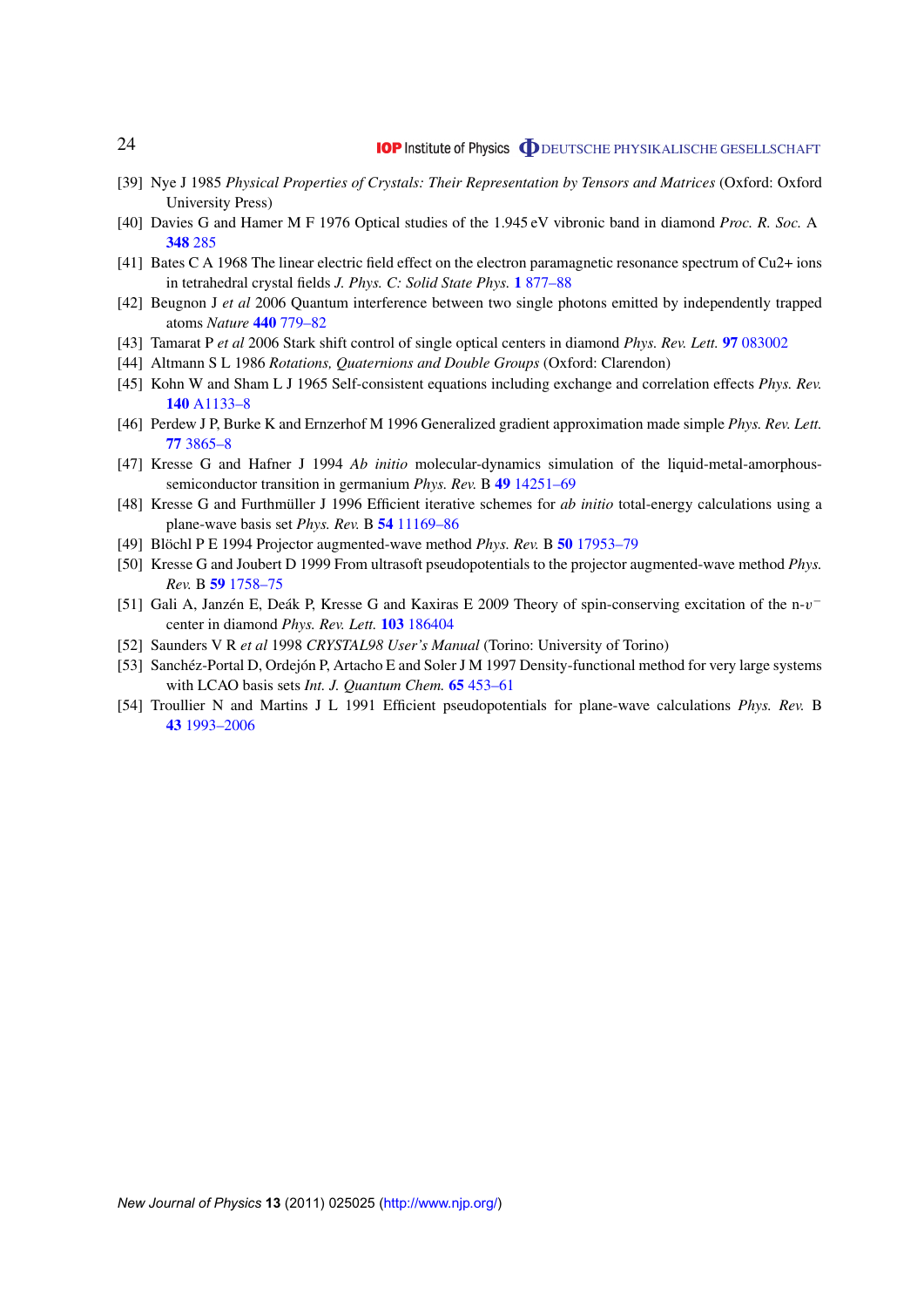[39] Nye J 1985 *Physical Properties of Crystals: Their Representation by Tensors and Matrices* (Oxford: Oxford University Press)

[40] Davies G and Hamer M F 1976 Optical studies of the 1.945 eV vibronic band in diamond *Proc. R. Soc.* A **348** 285

[41] Bates C A 1968 The linear electric field effect on the electron paramagnetic resonance spectrum of Cu2+ ions in tetrahedral crystal fields *J. Phys. C: Solid State Phys.* **1** 877–88

[42] Beugnon J *et al* 2006 Quantum interference between two single photons emitted by independently trapped atoms *Nature* **440** 779–82

[43] Tamarat P *et al* 2006 Stark shift control of single optical centers in diamond *Phys. Rev. Lett.* **97** 083002

[44] Altmann S L 1986 *Rotations, Quaternions and Double Groups* (Oxford: Clarendon)

[45] Kohn W and Sham L J 1965 Self-consistent equations including exchange and correlation effects *Phys. Rev.* **140** A1133–8

[46] Perdew J P, Burke K and Ernzerhof M 1996 Generalized gradient approximation made simple *Phys. Rev. Lett.* **77** 3865–8

[47] Kresse G and Hafner J 1994 *Ab initio* molecular-dynamics simulation of the liquid-metal-amorphous-semiconductor transition in germanium *Phys. Rev.* B **49** 14251–69

[48] Kresse G and Furthmüller J 1996 Efficient iterative schemes for *ab initio* total-energy calculations using a plane-wave basis set *Phys. Rev.* B **54** 11169–86

[49] Blöchl P E 1994 Projector augmented-wave method *Phys. Rev.* B **50** 17953–79

[50] Kresse G and Joubert D 1999 From ultrasoft pseudopotentials to the projector augmented-wave method *Phys. Rev.* B **59** 1758–75

[51] Gali A, Janzén E, Deák P, Kresse G and Kaxiras E 2009 Theory of spin-conserving excitation of the n-$v^-$ center in diamond *Phys. Rev. Lett.* **103** 186404

[52] Saunders V R *et al* 1998 *CRYSTAL98 User's Manual* (Torino: University of Torino)

[53] Sanchéz-Portal D, Ordejón P, Artacho E and Soler J M 1997 Density-functional method for very large systems with LCAO basis sets *Int. J. Quantum Chem.* **65** 453–61

[54] Troullier N and Martins J L 1991 Efficient pseudopotentials for plane-wave calculations *Phys. Rev.* B **43** 1993–2006